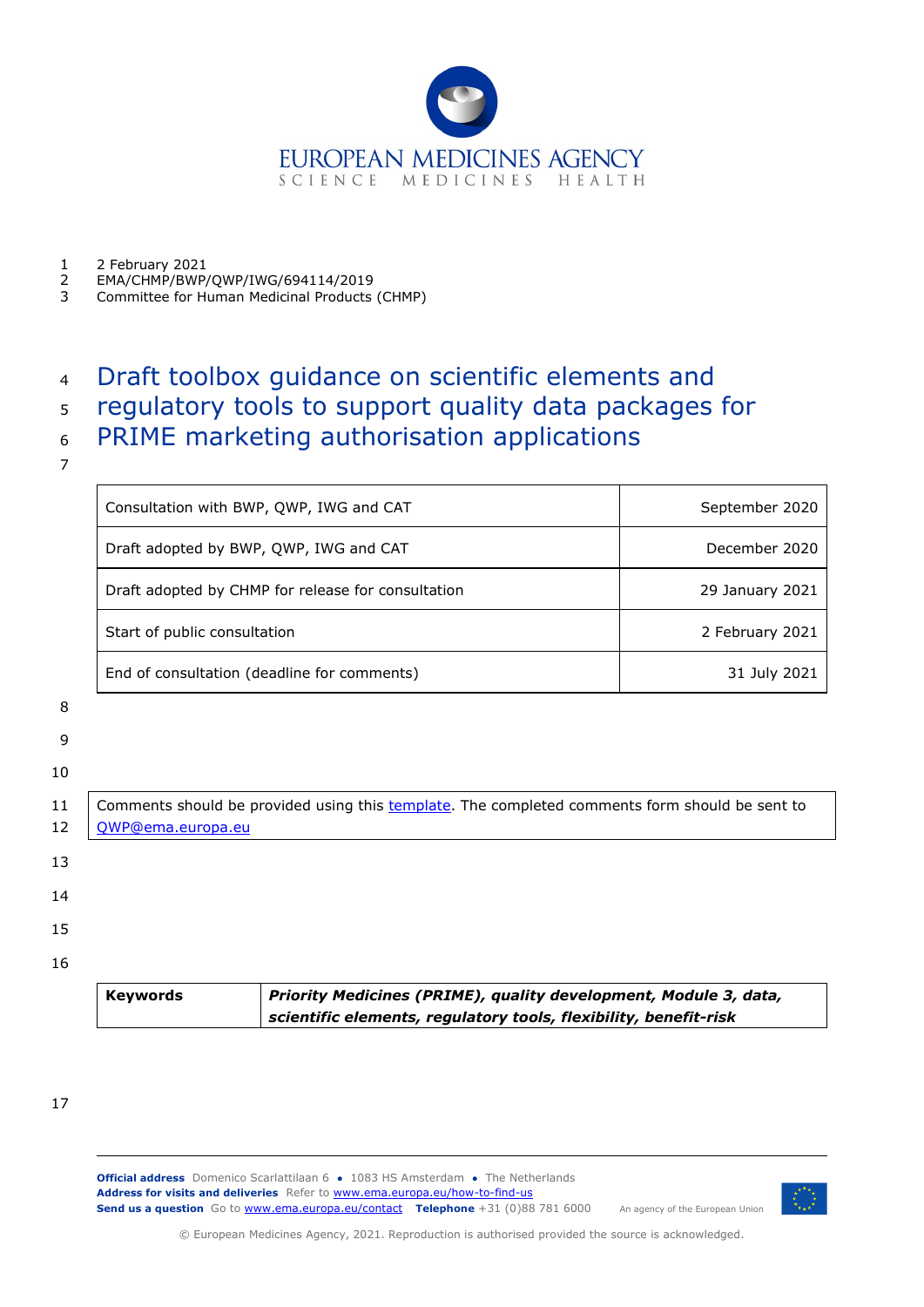2 February 2021
EMA/CHMP/BWP/QWP/IWG/694114/2019
Committee for Human Medicinal Products (CHMP)

# Draft toolbox guidance on scientific elements and regulatory tools to support quality data packages for PRIME marketing authorisation applications

| | |
|---|---|
| Consultation with BWP, QWP, IWG and CAT | September 2020 |
| Draft adopted by BWP, QWP, IWG and CAT | December 2020 |
| Draft adopted by CHMP for release for consultation | 29 January 2021 |
| Start of public consultation | 2 February 2021 |
| End of consultation (deadline for comments) | 31 July 2021 |

Comments should be provided using this template. The completed comments form should be sent to QWP@ema.europa.eu

| | |
|---|---|
| **Keywords** | ***Priority Medicines (PRIME), quality development, Module 3, data, scientific elements, regulatory tools, flexibility, benefit-risk*** |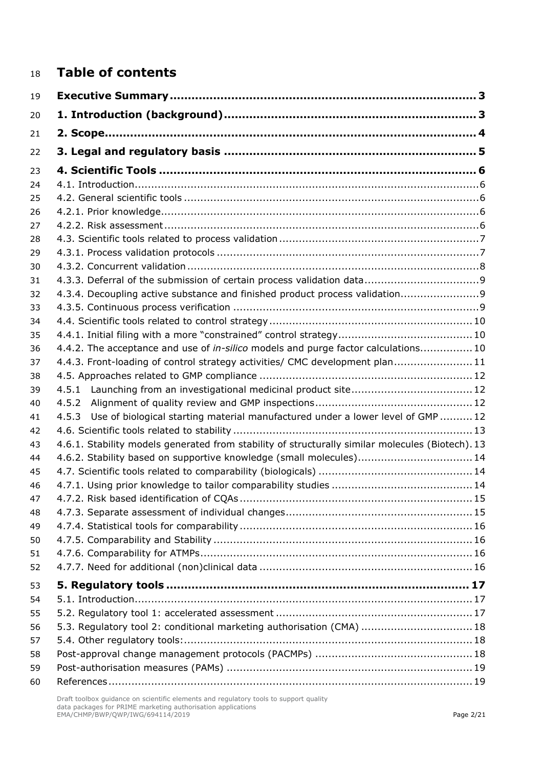# Table of contents

**Executive Summary** .......... 3

**1. Introduction (background)** .......... 3

**2. Scope** .......... 4

**3. Legal and regulatory basis** .......... 5

**4. Scientific Tools** .......... 6

4.1. Introduction .......... 6

4.2. General scientific tools .......... 6

4.2.1. Prior knowledge .......... 6

4.2.2. Risk assessment .......... 6

4.3. Scientific tools related to process validation .......... 7

4.3.1. Process validation protocols .......... 7

4.3.2. Concurrent validation .......... 8

4.3.3. Deferral of the submission of certain process validation data .......... 9

4.3.4. Decoupling active substance and finished product process validation .......... 9

4.3.5. Continuous process verification .......... 9

4.4. Scientific tools related to control strategy .......... 10

4.4.1. Initial filing with a more "constrained" control strategy .......... 10

4.4.2. The acceptance and use of *in-silico* models and purge factor calculations .......... 10

4.4.3. Front-loading of control strategy activities/ CMC development plan .......... 11

4.5. Approaches related to GMP compliance .......... 12

4.5.1 Launching from an investigational medicinal product site .......... 12

4.5.2 Alignment of quality review and GMP inspections .......... 12

4.5.3 Use of biological starting material manufactured under a lower level of GMP .......... 12

4.6. Scientific tools related to stability .......... 13

4.6.1. Stability models generated from stability of structurally similar molecules (Biotech) .......... 13

4.6.2. Stability based on supportive knowledge (small molecules) .......... 14

4.7. Scientific tools related to comparability (biologicals) .......... 14

4.7.1. Using prior knowledge to tailor comparability studies .......... 14

4.7.2. Risk based identification of CQAs .......... 15

4.7.3. Separate assessment of individual changes .......... 15

4.7.4. Statistical tools for comparability .......... 16

4.7.5. Comparability and Stability .......... 16

4.7.6. Comparability for ATMPs .......... 16

4.7.7. Need for additional (non)clinical data .......... 16

**5. Regulatory tools** .......... 17

5.1. Introduction .......... 17

5.2. Regulatory tool 1: accelerated assessment .......... 17

5.3. Regulatory tool 2: conditional marketing authorisation (CMA) .......... 18

5.4. Other regulatory tools: .......... 18

Post-approval change management protocols (PACMPs) .......... 18

Post-authorisation measures (PAMs) .......... 19

References .......... 19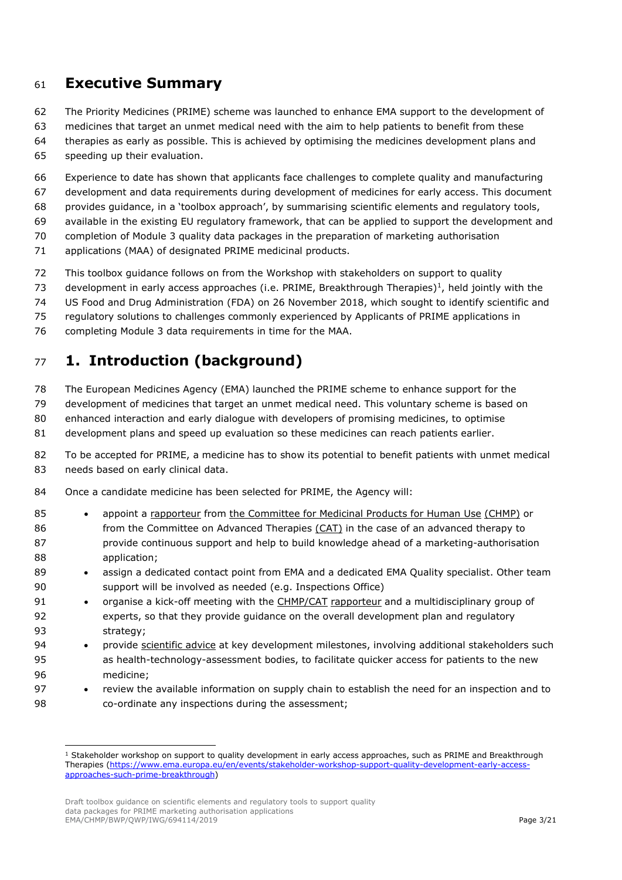# Executive Summary

The Priority Medicines (PRIME) scheme was launched to enhance EMA support to the development of medicines that target an unmet medical need with the aim to help patients to benefit from these therapies as early as possible. This is achieved by optimising the medicines development plans and speeding up their evaluation.

Experience to date has shown that applicants face challenges to complete quality and manufacturing development and data requirements during development of medicines for early access. This document provides guidance, in a 'toolbox approach', by summarising scientific elements and regulatory tools, available in the existing EU regulatory framework, that can be applied to support the development and completion of Module 3 quality data packages in the preparation of marketing authorisation applications (MAA) of designated PRIME medicinal products.

This toolbox guidance follows on from the Workshop with stakeholders on support to quality development in early access approaches (i.e. PRIME, Breakthrough Therapies)[1], held jointly with the US Food and Drug Administration (FDA) on 26 November 2018, which sought to identify scientific and regulatory solutions to challenges commonly experienced by Applicants of PRIME applications in completing Module 3 data requirements in time for the MAA.

# 1. Introduction (background)

The European Medicines Agency (EMA) launched the PRIME scheme to enhance support for the development of medicines that target an unmet medical need. This voluntary scheme is based on enhanced interaction and early dialogue with developers of promising medicines, to optimise development plans and speed up evaluation so these medicines can reach patients earlier.

To be accepted for PRIME, a medicine has to show its potential to benefit patients with unmet medical needs based on early clinical data.

Once a candidate medicine has been selected for PRIME, the Agency will:

- appoint a rapporteur from the Committee for Medicinal Products for Human Use (CHMP) or from the Committee on Advanced Therapies (CAT) in the case of an advanced therapy to provide continuous support and help to build knowledge ahead of a marketing-authorisation application;
- assign a dedicated contact point from EMA and a dedicated EMA Quality specialist. Other team support will be involved as needed (e.g. Inspections Office)
- organise a kick-off meeting with the CHMP/CAT rapporteur and a multidisciplinary group of experts, so that they provide guidance on the overall development plan and regulatory strategy;
- provide scientific advice at key development milestones, involving additional stakeholders such as health-technology-assessment bodies, to facilitate quicker access for patients to the new medicine;
- review the available information on supply chain to establish the need for an inspection and to co-ordinate any inspections during the assessment;

[1] Stakeholder workshop on support to quality development in early access approaches, such as PRIME and Breakthrough Therapies (https://www.ema.europa.eu/en/events/stakeholder-workshop-support-quality-development-early-access-approaches-such-prime-breakthrough)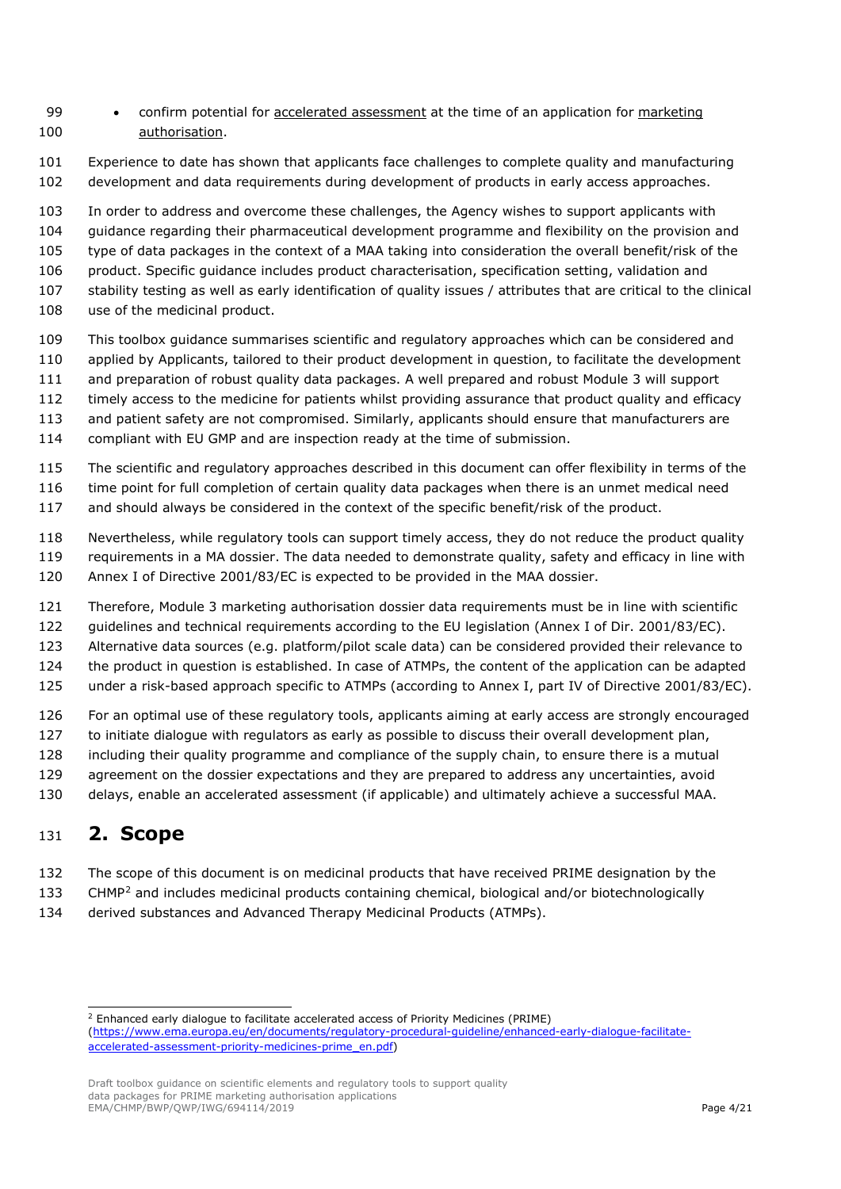- confirm potential for accelerated assessment at the time of an application for marketing authorisation.

Experience to date has shown that applicants face challenges to complete quality and manufacturing development and data requirements during development of products in early access approaches.

In order to address and overcome these challenges, the Agency wishes to support applicants with guidance regarding their pharmaceutical development programme and flexibility on the provision and type of data packages in the context of a MAA taking into consideration the overall benefit/risk of the product. Specific guidance includes product characterisation, specification setting, validation and stability testing as well as early identification of quality issues / attributes that are critical to the clinical use of the medicinal product.

This toolbox guidance summarises scientific and regulatory approaches which can be considered and applied by Applicants, tailored to their product development in question, to facilitate the development and preparation of robust quality data packages. A well prepared and robust Module 3 will support timely access to the medicine for patients whilst providing assurance that product quality and efficacy and patient safety are not compromised. Similarly, applicants should ensure that manufacturers are compliant with EU GMP and are inspection ready at the time of submission.

The scientific and regulatory approaches described in this document can offer flexibility in terms of the time point for full completion of certain quality data packages when there is an unmet medical need and should always be considered in the context of the specific benefit/risk of the product.

Nevertheless, while regulatory tools can support timely access, they do not reduce the product quality requirements in a MA dossier. The data needed to demonstrate quality, safety and efficacy in line with Annex I of Directive 2001/83/EC is expected to be provided in the MAA dossier.

Therefore, Module 3 marketing authorisation dossier data requirements must be in line with scientific guidelines and technical requirements according to the EU legislation (Annex I of Dir. 2001/83/EC). Alternative data sources (e.g. platform/pilot scale data) can be considered provided their relevance to the product in question is established. In case of ATMPs, the content of the application can be adapted under a risk-based approach specific to ATMPs (according to Annex I, part IV of Directive 2001/83/EC).

For an optimal use of these regulatory tools, applicants aiming at early access are strongly encouraged to initiate dialogue with regulators as early as possible to discuss their overall development plan, including their quality programme and compliance of the supply chain, to ensure there is a mutual agreement on the dossier expectations and they are prepared to address any uncertainties, avoid delays, enable an accelerated assessment (if applicable) and ultimately achieve a successful MAA.

# 2. Scope

The scope of this document is on medicinal products that have received PRIME designation by the CHMP[2] and includes medicinal products containing chemical, biological and/or biotechnologically derived substances and Advanced Therapy Medicinal Products (ATMPs).

---

[2] Enhanced early dialogue to facilitate accelerated access of Priority Medicines (PRIME) (https://www.ema.europa.eu/en/documents/regulatory-procedural-guideline/enhanced-early-dialogue-facilitate-accelerated-assessment-priority-medicines-prime_en.pdf)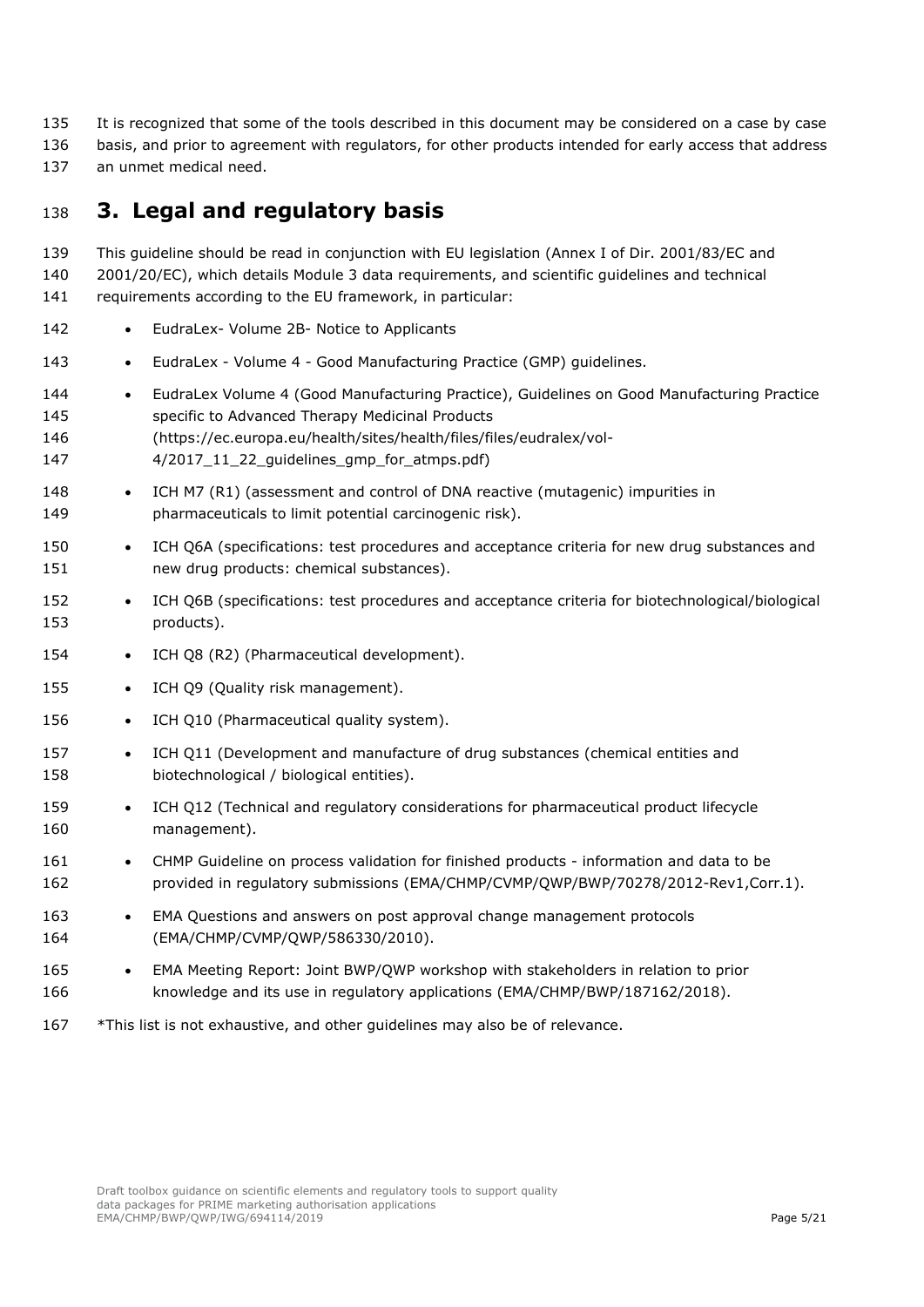It is recognized that some of the tools described in this document may be considered on a case by case basis, and prior to agreement with regulators, for other products intended for early access that address an unmet medical need.

# 3. Legal and regulatory basis

This guideline should be read in conjunction with EU legislation (Annex I of Dir. 2001/83/EC and 2001/20/EC), which details Module 3 data requirements, and scientific guidelines and technical requirements according to the EU framework, in particular:

- EudraLex- Volume 2B- Notice to Applicants
- EudraLex - Volume 4 - Good Manufacturing Practice (GMP) guidelines.
- EudraLex Volume 4 (Good Manufacturing Practice), Guidelines on Good Manufacturing Practice specific to Advanced Therapy Medicinal Products (https://ec.europa.eu/health/sites/health/files/files/eudralex/vol-4/2017_11_22_guidelines_gmp_for_atmps.pdf)
- ICH M7 (R1) (assessment and control of DNA reactive (mutagenic) impurities in pharmaceuticals to limit potential carcinogenic risk).
- ICH Q6A (specifications: test procedures and acceptance criteria for new drug substances and new drug products: chemical substances).
- ICH Q6B (specifications: test procedures and acceptance criteria for biotechnological/biological products).
- ICH Q8 (R2) (Pharmaceutical development).
- ICH Q9 (Quality risk management).
- ICH Q10 (Pharmaceutical quality system).
- ICH Q11 (Development and manufacture of drug substances (chemical entities and biotechnological / biological entities).
- ICH Q12 (Technical and regulatory considerations for pharmaceutical product lifecycle management).
- CHMP Guideline on process validation for finished products - information and data to be provided in regulatory submissions (EMA/CHMP/CVMP/QWP/BWP/70278/2012-Rev1,Corr.1).
- EMA Questions and answers on post approval change management protocols (EMA/CHMP/CVMP/QWP/586330/2010).
- EMA Meeting Report: Joint BWP/QWP workshop with stakeholders in relation to prior knowledge and its use in regulatory applications (EMA/CHMP/BWP/187162/2018).

*This list is not exhaustive, and other guidelines may also be of relevance.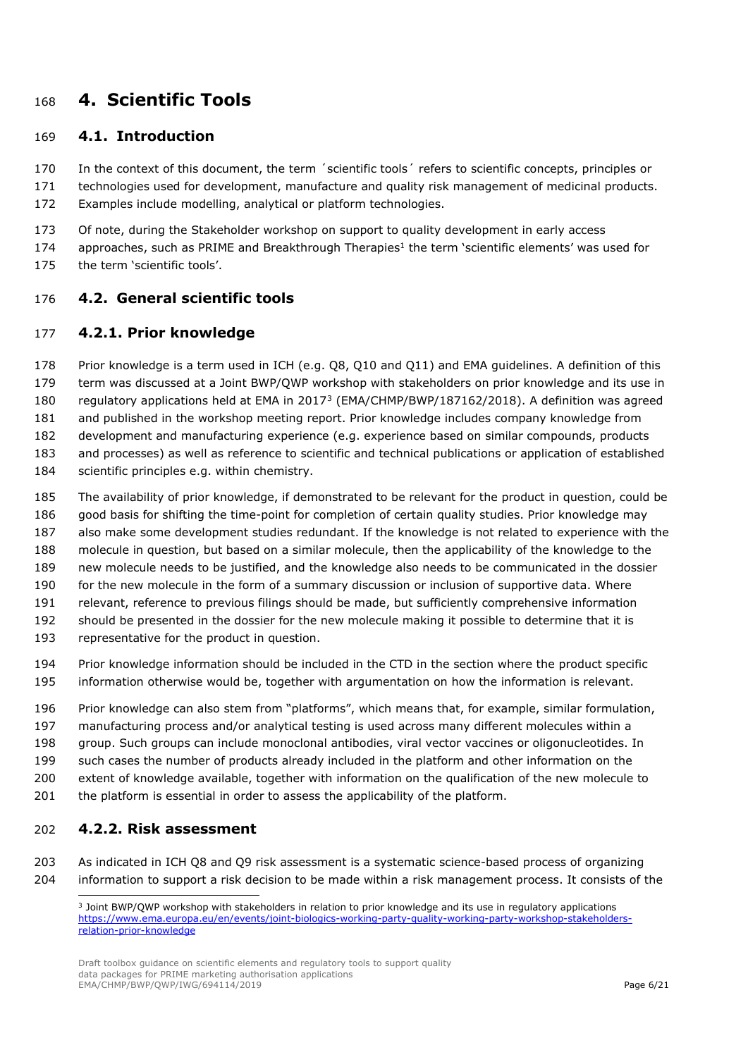# 4. Scientific Tools

## 4.1. Introduction

In the context of this document, the term ´scientific tools´ refers to scientific concepts, principles or technologies used for development, manufacture and quality risk management of medicinal products. Examples include modelling, analytical or platform technologies.

Of note, during the Stakeholder workshop on support to quality development in early access approaches, such as PRIME and Breakthrough Therapies[1] the term 'scientific elements' was used for the term 'scientific tools'.

## 4.2. General scientific tools

### 4.2.1. Prior knowledge

Prior knowledge is a term used in ICH (e.g. Q8, Q10 and Q11) and EMA guidelines. A definition of this term was discussed at a Joint BWP/QWP workshop with stakeholders on prior knowledge and its use in regulatory applications held at EMA in 2017[3] (EMA/CHMP/BWP/187162/2018). A definition was agreed and published in the workshop meeting report. Prior knowledge includes company knowledge from development and manufacturing experience (e.g. experience based on similar compounds, products and processes) as well as reference to scientific and technical publications or application of established scientific principles e.g. within chemistry.

The availability of prior knowledge, if demonstrated to be relevant for the product in question, could be good basis for shifting the time-point for completion of certain quality studies. Prior knowledge may also make some development studies redundant. If the knowledge is not related to experience with the molecule in question, but based on a similar molecule, then the applicability of the knowledge to the new molecule needs to be justified, and the knowledge also needs to be communicated in the dossier for the new molecule in the form of a summary discussion or inclusion of supportive data. Where relevant, reference to previous filings should be made, but sufficiently comprehensive information should be presented in the dossier for the new molecule making it possible to determine that it is representative for the product in question.

Prior knowledge information should be included in the CTD in the section where the product specific information otherwise would be, together with argumentation on how the information is relevant.

Prior knowledge can also stem from "platforms", which means that, for example, similar formulation, manufacturing process and/or analytical testing is used across many different molecules within a group. Such groups can include monoclonal antibodies, viral vector vaccines or oligonucleotides. In such cases the number of products already included in the platform and other information on the extent of knowledge available, together with information on the qualification of the new molecule to the platform is essential in order to assess the applicability of the platform.

### 4.2.2. Risk assessment

As indicated in ICH Q8 and Q9 risk assessment is a systematic science-based process of organizing information to support a risk decision to be made within a risk management process. It consists of the

[3] Joint BWP/QWP workshop with stakeholders in relation to prior knowledge and its use in regulatory applications https://www.ema.europa.eu/en/events/joint-biologics-working-party-quality-working-party-workshop-stakeholders-relation-prior-knowledge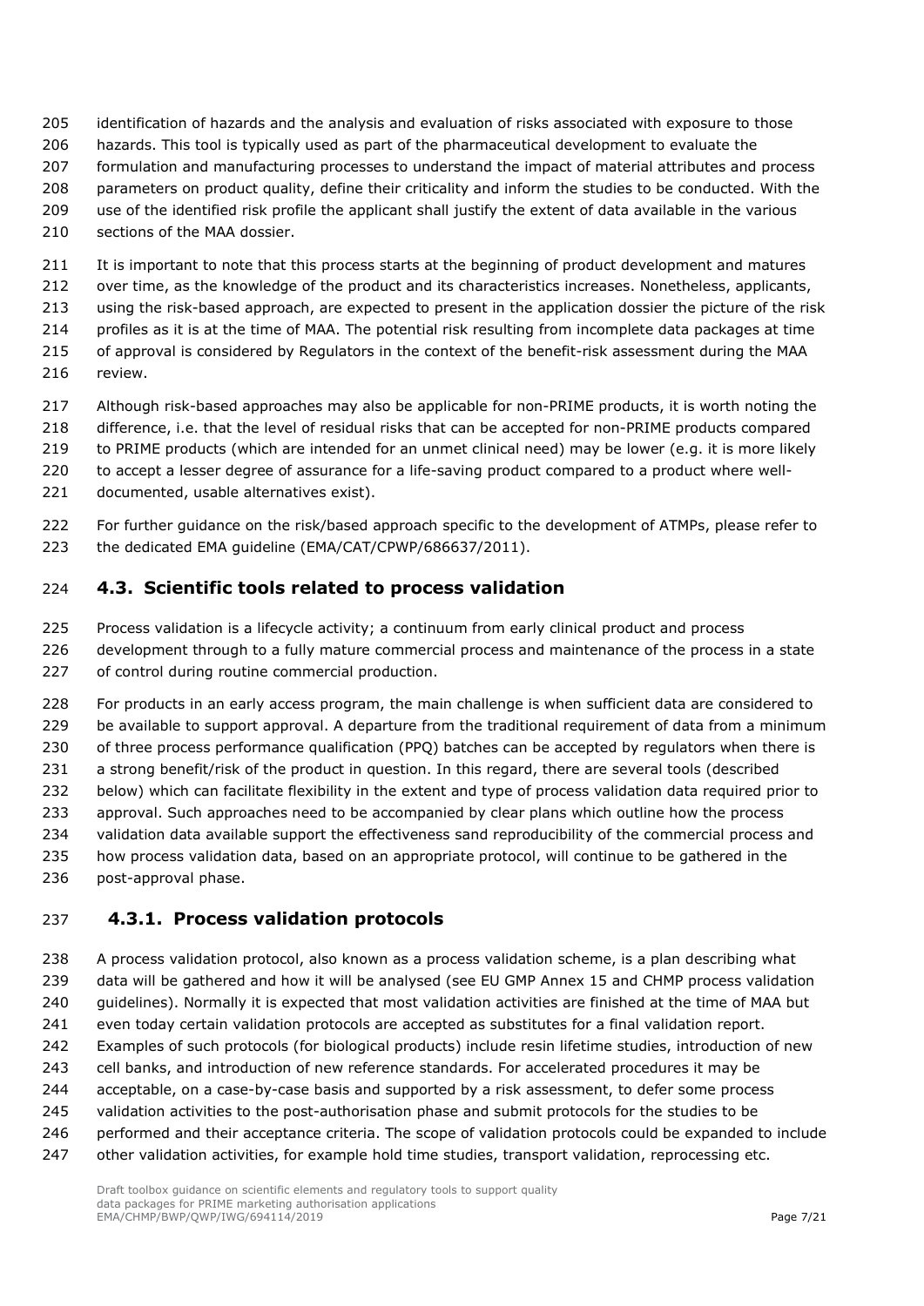identification of hazards and the analysis and evaluation of risks associated with exposure to those hazards. This tool is typically used as part of the pharmaceutical development to evaluate the formulation and manufacturing processes to understand the impact of material attributes and process parameters on product quality, define their criticality and inform the studies to be conducted. With the use of the identified risk profile the applicant shall justify the extent of data available in the various sections of the MAA dossier.

It is important to note that this process starts at the beginning of product development and matures over time, as the knowledge of the product and its characteristics increases. Nonetheless, applicants, using the risk-based approach, are expected to present in the application dossier the picture of the risk profiles as it is at the time of MAA. The potential risk resulting from incomplete data packages at time of approval is considered by Regulators in the context of the benefit-risk assessment during the MAA review.

Although risk-based approaches may also be applicable for non-PRIME products, it is worth noting the difference, i.e. that the level of residual risks that can be accepted for non-PRIME products compared to PRIME products (which are intended for an unmet clinical need) may be lower (e.g. it is more likely to accept a lesser degree of assurance for a life-saving product compared to a product where well-documented, usable alternatives exist).

For further guidance on the risk/based approach specific to the development of ATMPs, please refer to the dedicated EMA guideline (EMA/CAT/CPWP/686637/2011).

## 4.3. Scientific tools related to process validation

Process validation is a lifecycle activity; a continuum from early clinical product and process development through to a fully mature commercial process and maintenance of the process in a state of control during routine commercial production.

For products in an early access program, the main challenge is when sufficient data are considered to be available to support approval. A departure from the traditional requirement of data from a minimum of three process performance qualification (PPQ) batches can be accepted by regulators when there is a strong benefit/risk of the product in question. In this regard, there are several tools (described below) which can facilitate flexibility in the extent and type of process validation data required prior to approval. Such approaches need to be accompanied by clear plans which outline how the process validation data available support the effectiveness sand reproducibility of the commercial process and how process validation data, based on an appropriate protocol, will continue to be gathered in the post-approval phase.

### 4.3.1. Process validation protocols

A process validation protocol, also known as a process validation scheme, is a plan describing what data will be gathered and how it will be analysed (see EU GMP Annex 15 and CHMP process validation guidelines). Normally it is expected that most validation activities are finished at the time of MAA but even today certain validation protocols are accepted as substitutes for a final validation report. Examples of such protocols (for biological products) include resin lifetime studies, introduction of new cell banks, and introduction of new reference standards. For accelerated procedures it may be acceptable, on a case-by-case basis and supported by a risk assessment, to defer some process validation activities to the post-authorisation phase and submit protocols for the studies to be performed and their acceptance criteria. The scope of validation protocols could be expanded to include other validation activities, for example hold time studies, transport validation, reprocessing etc.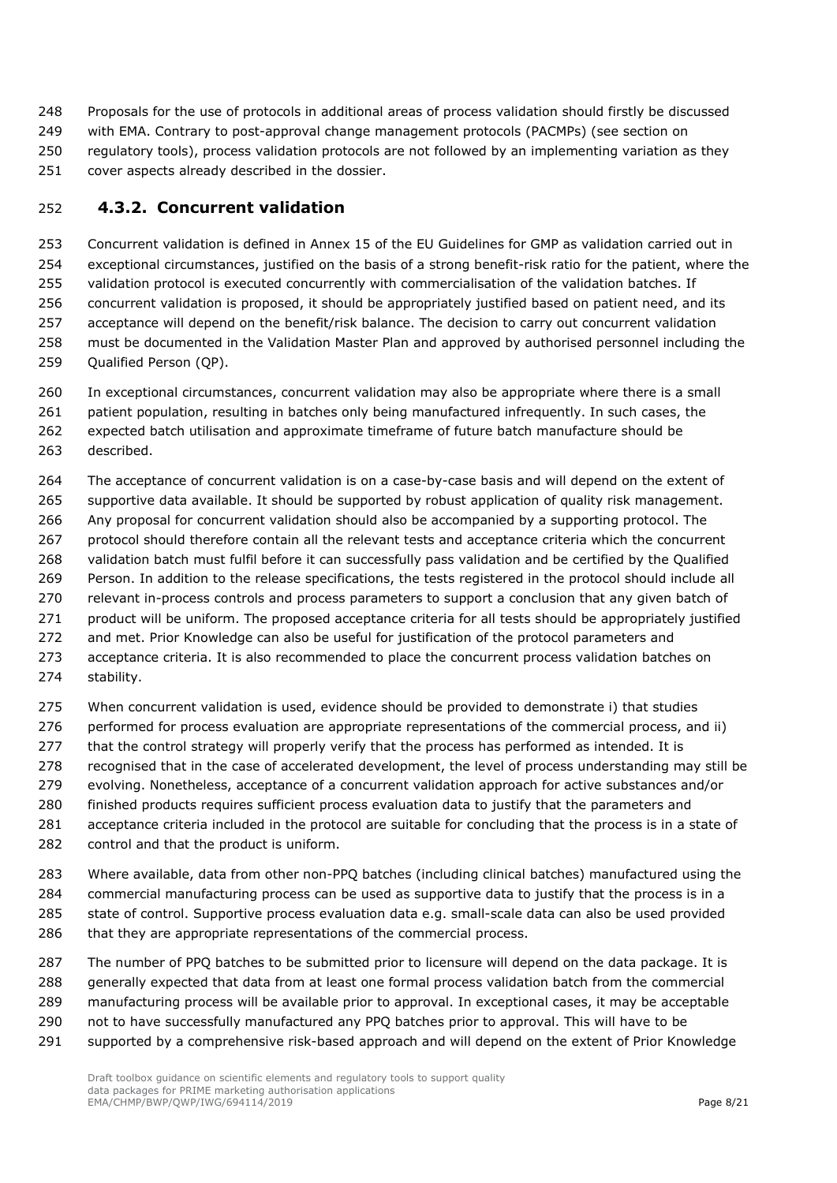Proposals for the use of protocols in additional areas of process validation should firstly be discussed with EMA. Contrary to post-approval change management protocols (PACMPs) (see section on regulatory tools), process validation protocols are not followed by an implementing variation as they cover aspects already described in the dossier.

### 4.3.2. Concurrent validation

Concurrent validation is defined in Annex 15 of the EU Guidelines for GMP as validation carried out in exceptional circumstances, justified on the basis of a strong benefit-risk ratio for the patient, where the validation protocol is executed concurrently with commercialisation of the validation batches. If concurrent validation is proposed, it should be appropriately justified based on patient need, and its acceptance will depend on the benefit/risk balance. The decision to carry out concurrent validation must be documented in the Validation Master Plan and approved by authorised personnel including the Qualified Person (QP).

In exceptional circumstances, concurrent validation may also be appropriate where there is a small patient population, resulting in batches only being manufactured infrequently. In such cases, the expected batch utilisation and approximate timeframe of future batch manufacture should be described.

The acceptance of concurrent validation is on a case-by-case basis and will depend on the extent of supportive data available. It should be supported by robust application of quality risk management. Any proposal for concurrent validation should also be accompanied by a supporting protocol. The protocol should therefore contain all the relevant tests and acceptance criteria which the concurrent validation batch must fulfil before it can successfully pass validation and be certified by the Qualified Person. In addition to the release specifications, the tests registered in the protocol should include all relevant in-process controls and process parameters to support a conclusion that any given batch of product will be uniform. The proposed acceptance criteria for all tests should be appropriately justified and met. Prior Knowledge can also be useful for justification of the protocol parameters and acceptance criteria. It is also recommended to place the concurrent process validation batches on stability.

When concurrent validation is used, evidence should be provided to demonstrate i) that studies performed for process evaluation are appropriate representations of the commercial process, and ii) that the control strategy will properly verify that the process has performed as intended. It is recognised that in the case of accelerated development, the level of process understanding may still be evolving. Nonetheless, acceptance of a concurrent validation approach for active substances and/or finished products requires sufficient process evaluation data to justify that the parameters and acceptance criteria included in the protocol are suitable for concluding that the process is in a state of control and that the product is uniform.

Where available, data from other non-PPQ batches (including clinical batches) manufactured using the commercial manufacturing process can be used as supportive data to justify that the process is in a state of control. Supportive process evaluation data e.g. small-scale data can also be used provided that they are appropriate representations of the commercial process.

The number of PPQ batches to be submitted prior to licensure will depend on the data package. It is generally expected that data from at least one formal process validation batch from the commercial manufacturing process will be available prior to approval. In exceptional cases, it may be acceptable not to have successfully manufactured any PPQ batches prior to approval. This will have to be supported by a comprehensive risk-based approach and will depend on the extent of Prior Knowledge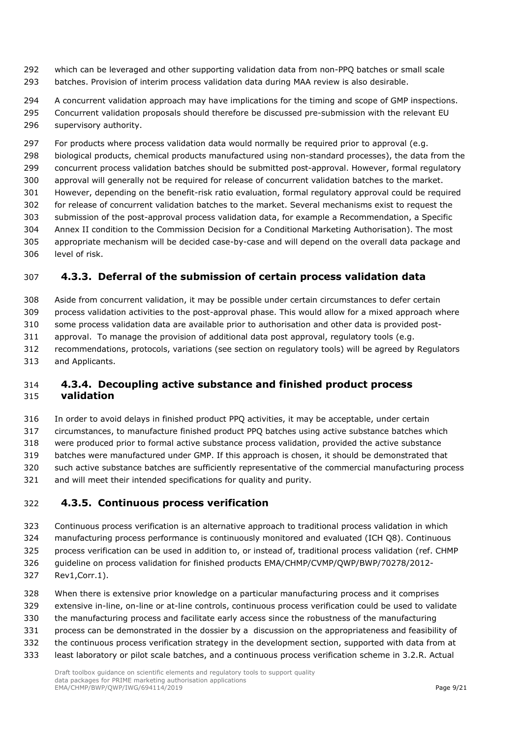which can be leveraged and other supporting validation data from non-PPQ batches or small scale batches. Provision of interim process validation data during MAA review is also desirable.

A concurrent validation approach may have implications for the timing and scope of GMP inspections. Concurrent validation proposals should therefore be discussed pre-submission with the relevant EU supervisory authority.

For products where process validation data would normally be required prior to approval (e.g. biological products, chemical products manufactured using non-standard processes), the data from the concurrent process validation batches should be submitted post-approval. However, formal regulatory approval will generally not be required for release of concurrent validation batches to the market. However, depending on the benefit-risk ratio evaluation, formal regulatory approval could be required for release of concurrent validation batches to the market. Several mechanisms exist to request the submission of the post-approval process validation data, for example a Recommendation, a Specific Annex II condition to the Commission Decision for a Conditional Marketing Authorisation). The most appropriate mechanism will be decided case-by-case and will depend on the overall data package and level of risk.

### 4.3.3. Deferral of the submission of certain process validation data

Aside from concurrent validation, it may be possible under certain circumstances to defer certain process validation activities to the post-approval phase. This would allow for a mixed approach where some process validation data are available prior to authorisation and other data is provided post-approval. To manage the provision of additional data post approval, regulatory tools (e.g. recommendations, protocols, variations (see section on regulatory tools) will be agreed by Regulators and Applicants.

### 4.3.4. Decoupling active substance and finished product process validation

In order to avoid delays in finished product PPQ activities, it may be acceptable, under certain circumstances, to manufacture finished product PPQ batches using active substance batches which were produced prior to formal active substance process validation, provided the active substance batches were manufactured under GMP. If this approach is chosen, it should be demonstrated that such active substance batches are sufficiently representative of the commercial manufacturing process and will meet their intended specifications for quality and purity.

### 4.3.5. Continuous process verification

Continuous process verification is an alternative approach to traditional process validation in which manufacturing process performance is continuously monitored and evaluated (ICH Q8). Continuous process verification can be used in addition to, or instead of, traditional process validation (ref. CHMP guideline on process validation for finished products EMA/CHMP/CVMP/QWP/BWP/70278/2012-Rev1,Corr.1).

When there is extensive prior knowledge on a particular manufacturing process and it comprises extensive in-line, on-line or at-line controls, continuous process verification could be used to validate the manufacturing process and facilitate early access since the robustness of the manufacturing process can be demonstrated in the dossier by a discussion on the appropriateness and feasibility of the continuous process verification strategy in the development section, supported with data from at least laboratory or pilot scale batches, and a continuous process verification scheme in 3.2.R. Actual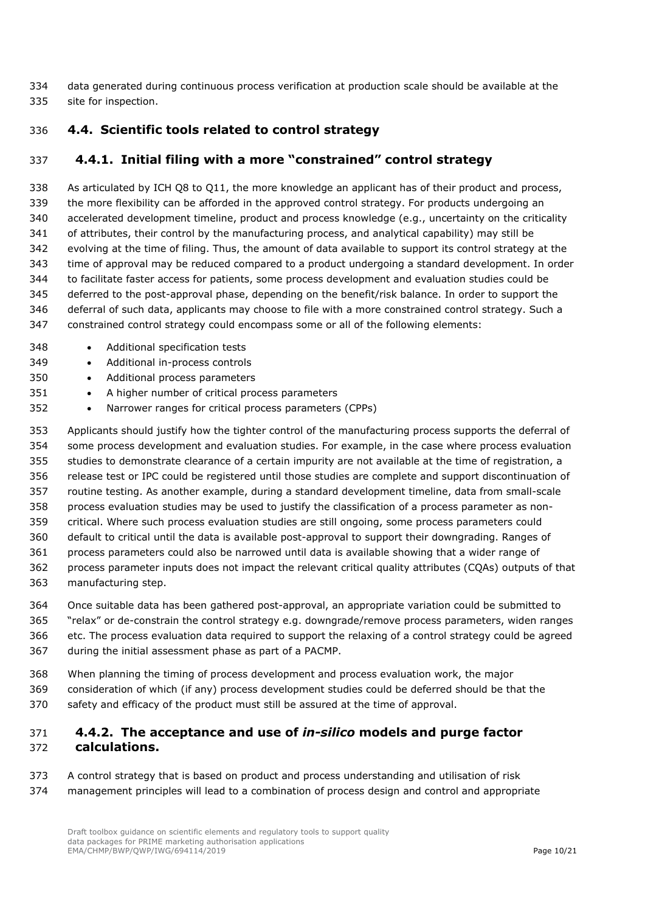data generated during continuous process verification at production scale should be available at the site for inspection.

## 4.4. Scientific tools related to control strategy

### 4.4.1. Initial filing with a more "constrained" control strategy

As articulated by ICH Q8 to Q11, the more knowledge an applicant has of their product and process, the more flexibility can be afforded in the approved control strategy. For products undergoing an accelerated development timeline, product and process knowledge (e.g., uncertainty on the criticality of attributes, their control by the manufacturing process, and analytical capability) may still be evolving at the time of filing. Thus, the amount of data available to support its control strategy at the time of approval may be reduced compared to a product undergoing a standard development. In order to facilitate faster access for patients, some process development and evaluation studies could be deferred to the post-approval phase, depending on the benefit/risk balance. In order to support the deferral of such data, applicants may choose to file with a more constrained control strategy. Such a constrained control strategy could encompass some or all of the following elements:

- Additional specification tests
- Additional in-process controls
- Additional process parameters
- A higher number of critical process parameters
- Narrower ranges for critical process parameters (CPPs)

Applicants should justify how the tighter control of the manufacturing process supports the deferral of some process development and evaluation studies. For example, in the case where process evaluation studies to demonstrate clearance of a certain impurity are not available at the time of registration, a release test or IPC could be registered until those studies are complete and support discontinuation of routine testing. As another example, during a standard development timeline, data from small-scale process evaluation studies may be used to justify the classification of a process parameter as non-critical. Where such process evaluation studies are still ongoing, some process parameters could default to critical until the data is available post-approval to support their downgrading. Ranges of process parameters could also be narrowed until data is available showing that a wider range of process parameter inputs does not impact the relevant critical quality attributes (CQAs) outputs of that manufacturing step.

Once suitable data has been gathered post-approval, an appropriate variation could be submitted to "relax" or de-constrain the control strategy e.g. downgrade/remove process parameters, widen ranges etc. The process evaluation data required to support the relaxing of a control strategy could be agreed during the initial assessment phase as part of a PACMP.

When planning the timing of process development and process evaluation work, the major consideration of which (if any) process development studies could be deferred should be that the safety and efficacy of the product must still be assured at the time of approval.

### 4.4.2. The acceptance and use of *in-silico* models and purge factor calculations.

A control strategy that is based on product and process understanding and utilisation of risk management principles will lead to a combination of process design and control and appropriate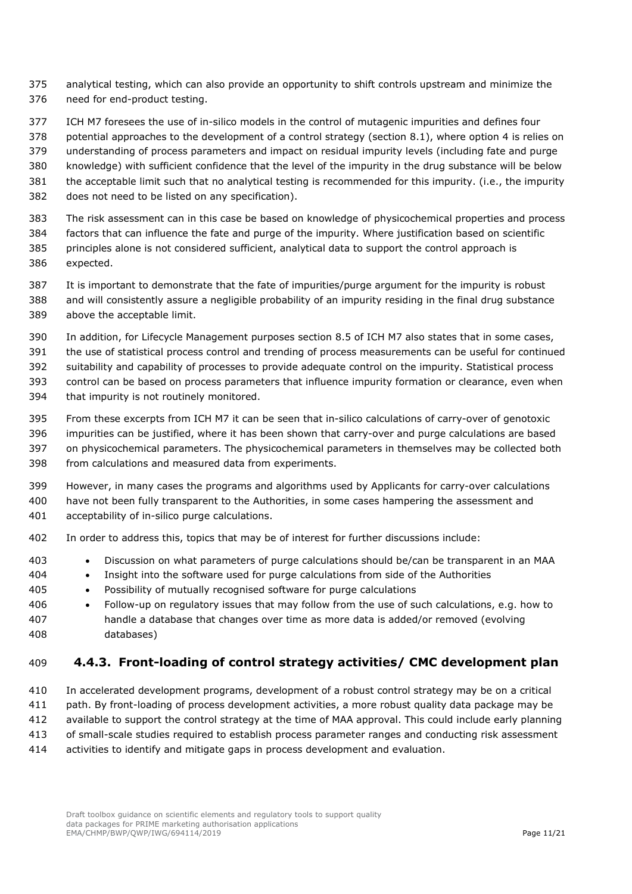analytical testing, which can also provide an opportunity to shift controls upstream and minimize the need for end-product testing.

ICH M7 foresees the use of in-silico models in the control of mutagenic impurities and defines four potential approaches to the development of a control strategy (section 8.1), where option 4 is relies on understanding of process parameters and impact on residual impurity levels (including fate and purge knowledge) with sufficient confidence that the level of the impurity in the drug substance will be below the acceptable limit such that no analytical testing is recommended for this impurity. (i.e., the impurity does not need to be listed on any specification).

The risk assessment can in this case be based on knowledge of physicochemical properties and process factors that can influence the fate and purge of the impurity. Where justification based on scientific principles alone is not considered sufficient, analytical data to support the control approach is expected.

It is important to demonstrate that the fate of impurities/purge argument for the impurity is robust and will consistently assure a negligible probability of an impurity residing in the final drug substance above the acceptable limit.

In addition, for Lifecycle Management purposes section 8.5 of ICH M7 also states that in some cases, the use of statistical process control and trending of process measurements can be useful for continued suitability and capability of processes to provide adequate control on the impurity. Statistical process control can be based on process parameters that influence impurity formation or clearance, even when that impurity is not routinely monitored.

From these excerpts from ICH M7 it can be seen that in-silico calculations of carry-over of genotoxic impurities can be justified, where it has been shown that carry-over and purge calculations are based on physicochemical parameters. The physicochemical parameters in themselves may be collected both from calculations and measured data from experiments.

However, in many cases the programs and algorithms used by Applicants for carry-over calculations have not been fully transparent to the Authorities, in some cases hampering the assessment and acceptability of in-silico purge calculations.

In order to address this, topics that may be of interest for further discussions include:

- Discussion on what parameters of purge calculations should be/can be transparent in an MAA
- Insight into the software used for purge calculations from side of the Authorities
- Possibility of mutually recognised software for purge calculations
- Follow-up on regulatory issues that may follow from the use of such calculations, e.g. how to handle a database that changes over time as more data is added/or removed (evolving databases)

### 4.4.3. Front-loading of control strategy activities/ CMC development plan

In accelerated development programs, development of a robust control strategy may be on a critical path. By front-loading of process development activities, a more robust quality data package may be available to support the control strategy at the time of MAA approval. This could include early planning of small-scale studies required to establish process parameter ranges and conducting risk assessment activities to identify and mitigate gaps in process development and evaluation.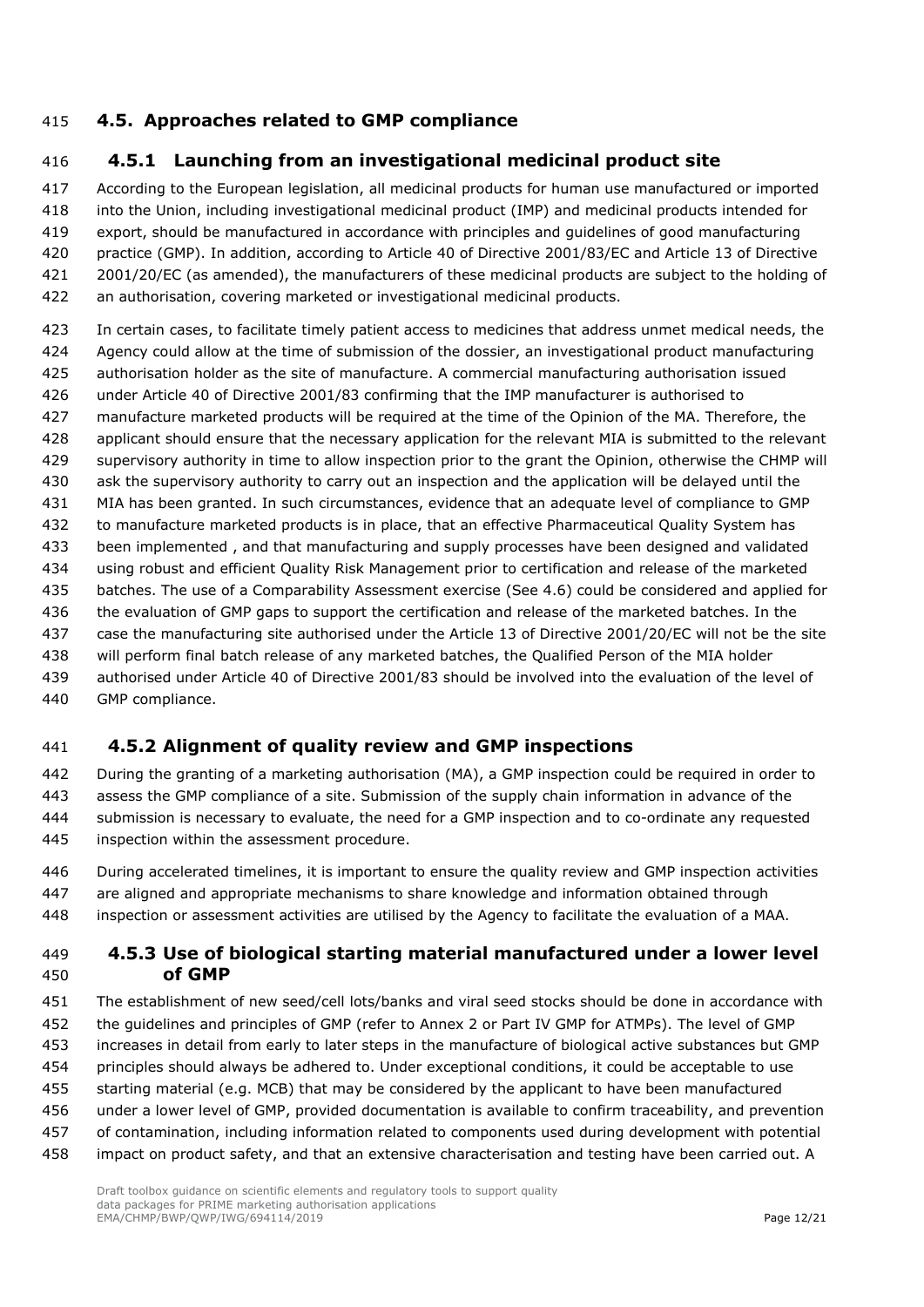## 4.5. Approaches related to GMP compliance

### 4.5.1 Launching from an investigational medicinal product site

According to the European legislation, all medicinal products for human use manufactured or imported into the Union, including investigational medicinal product (IMP) and medicinal products intended for export, should be manufactured in accordance with principles and guidelines of good manufacturing practice (GMP). In addition, according to Article 40 of Directive 2001/83/EC and Article 13 of Directive 2001/20/EC (as amended), the manufacturers of these medicinal products are subject to the holding of an authorisation, covering marketed or investigational medicinal products.

In certain cases, to facilitate timely patient access to medicines that address unmet medical needs, the Agency could allow at the time of submission of the dossier, an investigational product manufacturing authorisation holder as the site of manufacture. A commercial manufacturing authorisation issued under Article 40 of Directive 2001/83 confirming that the IMP manufacturer is authorised to manufacture marketed products will be required at the time of the Opinion of the MA. Therefore, the applicant should ensure that the necessary application for the relevant MIA is submitted to the relevant supervisory authority in time to allow inspection prior to the grant the Opinion, otherwise the CHMP will ask the supervisory authority to carry out an inspection and the application will be delayed until the MIA has been granted. In such circumstances, evidence that an adequate level of compliance to GMP to manufacture marketed products is in place, that an effective Pharmaceutical Quality System has been implemented , and that manufacturing and supply processes have been designed and validated using robust and efficient Quality Risk Management prior to certification and release of the marketed batches. The use of a Comparability Assessment exercise (See 4.6) could be considered and applied for the evaluation of GMP gaps to support the certification and release of the marketed batches. In the case the manufacturing site authorised under the Article 13 of Directive 2001/20/EC will not be the site will perform final batch release of any marketed batches, the Qualified Person of the MIA holder authorised under Article 40 of Directive 2001/83 should be involved into the evaluation of the level of GMP compliance.

### 4.5.2 Alignment of quality review and GMP inspections

During the granting of a marketing authorisation (MA), a GMP inspection could be required in order to assess the GMP compliance of a site. Submission of the supply chain information in advance of the submission is necessary to evaluate, the need for a GMP inspection and to co-ordinate any requested inspection within the assessment procedure.

During accelerated timelines, it is important to ensure the quality review and GMP inspection activities are aligned and appropriate mechanisms to share knowledge and information obtained through inspection or assessment activities are utilised by the Agency to facilitate the evaluation of a MAA.

### 4.5.3 Use of biological starting material manufactured under a lower level of GMP

The establishment of new seed/cell lots/banks and viral seed stocks should be done in accordance with the guidelines and principles of GMP (refer to Annex 2 or Part IV GMP for ATMPs). The level of GMP increases in detail from early to later steps in the manufacture of biological active substances but GMP principles should always be adhered to. Under exceptional conditions, it could be acceptable to use starting material (e.g. MCB) that may be considered by the applicant to have been manufactured under a lower level of GMP, provided documentation is available to confirm traceability, and prevention of contamination, including information related to components used during development with potential impact on product safety, and that an extensive characterisation and testing have been carried out. A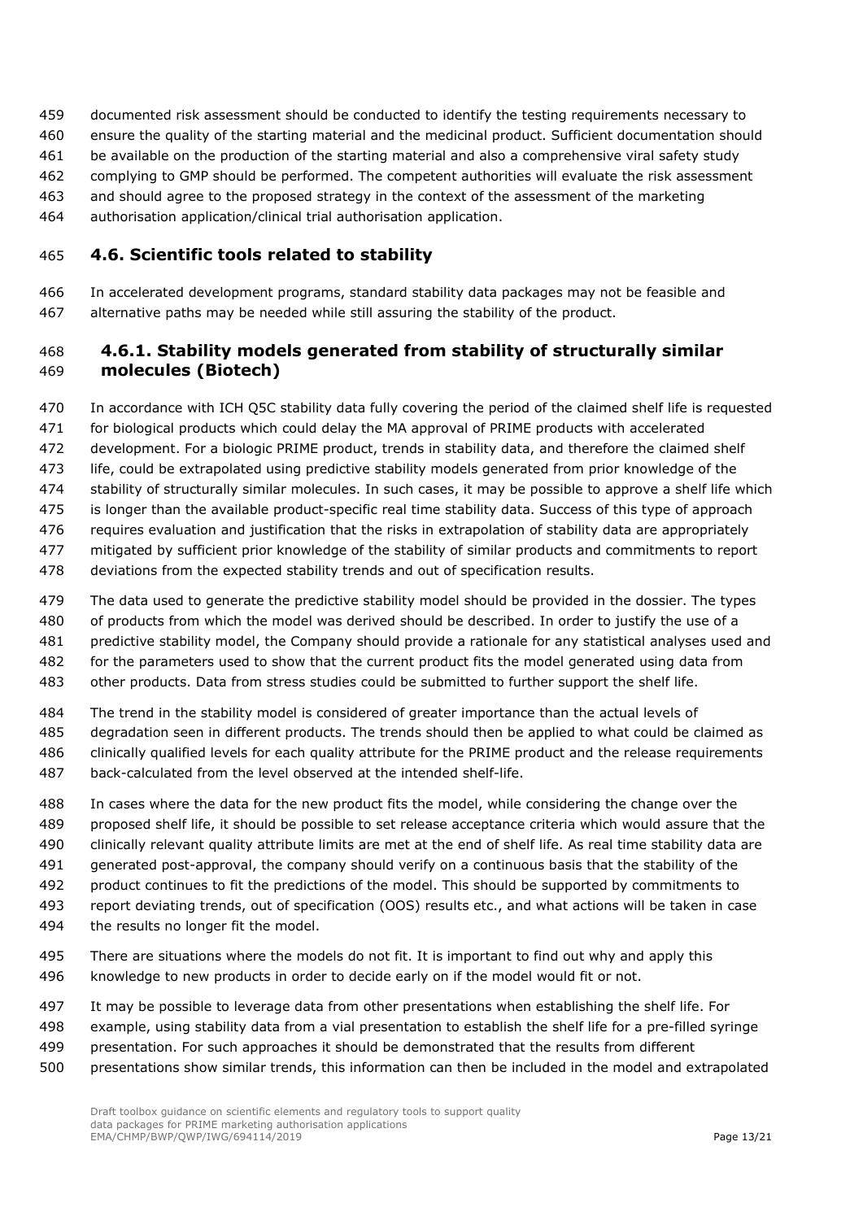documented risk assessment should be conducted to identify the testing requirements necessary to ensure the quality of the starting material and the medicinal product. Sufficient documentation should be available on the production of the starting material and also a comprehensive viral safety study complying to GMP should be performed. The competent authorities will evaluate the risk assessment and should agree to the proposed strategy in the context of the assessment of the marketing authorisation application/clinical trial authorisation application.

## 4.6. Scientific tools related to stability

In accelerated development programs, standard stability data packages may not be feasible and alternative paths may be needed while still assuring the stability of the product.

### 4.6.1. Stability models generated from stability of structurally similar molecules (Biotech)

In accordance with ICH Q5C stability data fully covering the period of the claimed shelf life is requested for biological products which could delay the MA approval of PRIME products with accelerated development. For a biologic PRIME product, trends in stability data, and therefore the claimed shelf life, could be extrapolated using predictive stability models generated from prior knowledge of the stability of structurally similar molecules. In such cases, it may be possible to approve a shelf life which is longer than the available product-specific real time stability data. Success of this type of approach requires evaluation and justification that the risks in extrapolation of stability data are appropriately mitigated by sufficient prior knowledge of the stability of similar products and commitments to report deviations from the expected stability trends and out of specification results.

The data used to generate the predictive stability model should be provided in the dossier. The types of products from which the model was derived should be described. In order to justify the use of a predictive stability model, the Company should provide a rationale for any statistical analyses used and for the parameters used to show that the current product fits the model generated using data from other products. Data from stress studies could be submitted to further support the shelf life.

The trend in the stability model is considered of greater importance than the actual levels of degradation seen in different products. The trends should then be applied to what could be claimed as clinically qualified levels for each quality attribute for the PRIME product and the release requirements back-calculated from the level observed at the intended shelf-life.

In cases where the data for the new product fits the model, while considering the change over the proposed shelf life, it should be possible to set release acceptance criteria which would assure that the clinically relevant quality attribute limits are met at the end of shelf life. As real time stability data are generated post-approval, the company should verify on a continuous basis that the stability of the product continues to fit the predictions of the model. This should be supported by commitments to report deviating trends, out of specification (OOS) results etc., and what actions will be taken in case the results no longer fit the model.

There are situations where the models do not fit. It is important to find out why and apply this knowledge to new products in order to decide early on if the model would fit or not.

It may be possible to leverage data from other presentations when establishing the shelf life. For example, using stability data from a vial presentation to establish the shelf life for a pre-filled syringe presentation. For such approaches it should be demonstrated that the results from different presentations show similar trends, this information can then be included in the model and extrapolated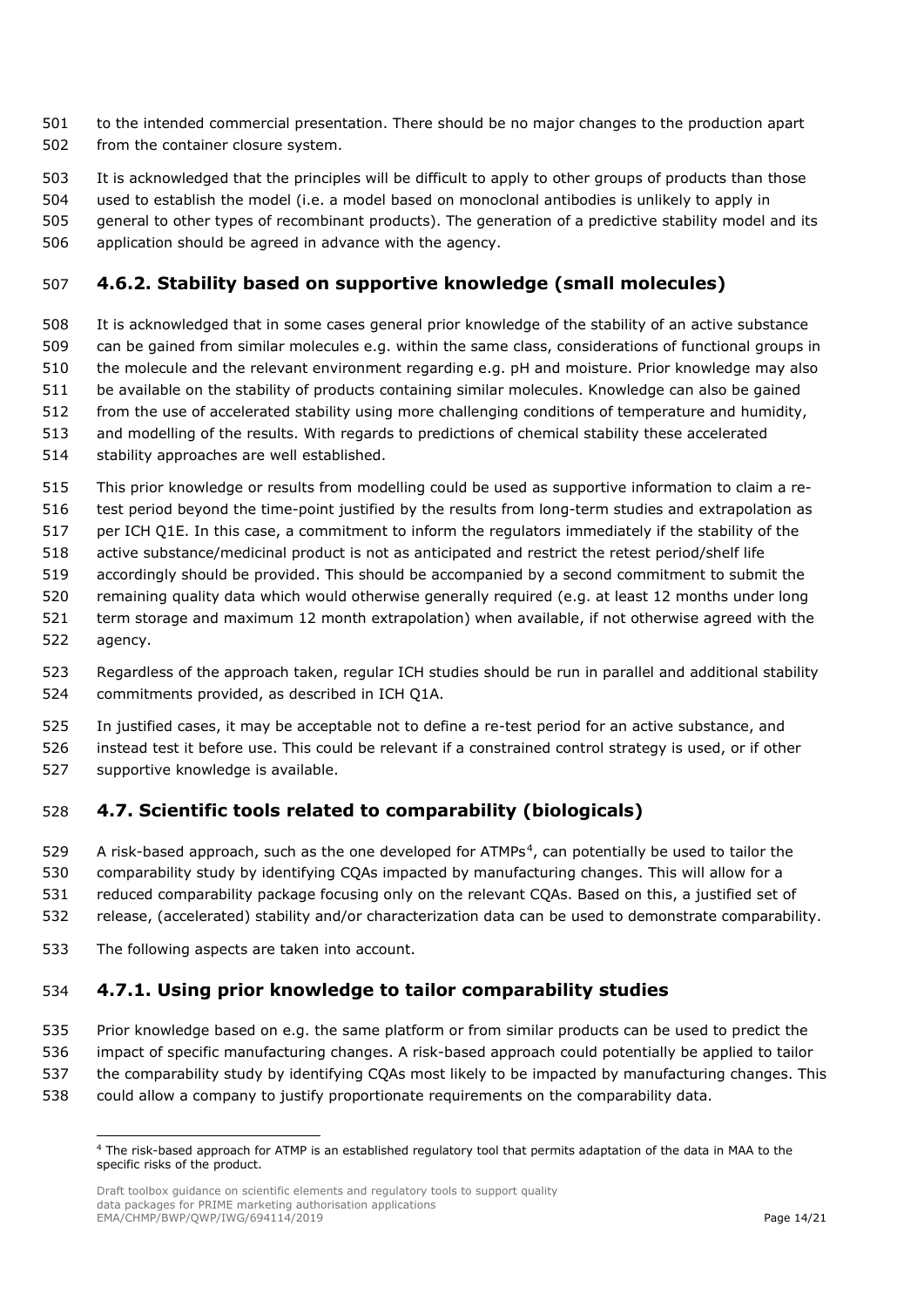to the intended commercial presentation. There should be no major changes to the production apart from the container closure system.

It is acknowledged that the principles will be difficult to apply to other groups of products than those used to establish the model (i.e. a model based on monoclonal antibodies is unlikely to apply in general to other types of recombinant products). The generation of a predictive stability model and its application should be agreed in advance with the agency.

### 4.6.2. Stability based on supportive knowledge (small molecules)

It is acknowledged that in some cases general prior knowledge of the stability of an active substance can be gained from similar molecules e.g. within the same class, considerations of functional groups in the molecule and the relevant environment regarding e.g. pH and moisture. Prior knowledge may also be available on the stability of products containing similar molecules. Knowledge can also be gained from the use of accelerated stability using more challenging conditions of temperature and humidity, and modelling of the results. With regards to predictions of chemical stability these accelerated stability approaches are well established.

This prior knowledge or results from modelling could be used as supportive information to claim a re-test period beyond the time-point justified by the results from long-term studies and extrapolation as per ICH Q1E. In this case, a commitment to inform the regulators immediately if the stability of the active substance/medicinal product is not as anticipated and restrict the retest period/shelf life accordingly should be provided. This should be accompanied by a second commitment to submit the remaining quality data which would otherwise generally required (e.g. at least 12 months under long term storage and maximum 12 month extrapolation) when available, if not otherwise agreed with the agency.

Regardless of the approach taken, regular ICH studies should be run in parallel and additional stability commitments provided, as described in ICH Q1A.

In justified cases, it may be acceptable not to define a re-test period for an active substance, and instead test it before use. This could be relevant if a constrained control strategy is used, or if other supportive knowledge is available.

## 4.7. Scientific tools related to comparability (biologicals)

A risk-based approach, such as the one developed for ATMPs[4], can potentially be used to tailor the comparability study by identifying CQAs impacted by manufacturing changes. This will allow for a reduced comparability package focusing only on the relevant CQAs. Based on this, a justified set of release, (accelerated) stability and/or characterization data can be used to demonstrate comparability.

The following aspects are taken into account.

### 4.7.1. Using prior knowledge to tailor comparability studies

Prior knowledge based on e.g. the same platform or from similar products can be used to predict the impact of specific manufacturing changes. A risk-based approach could potentially be applied to tailor the comparability study by identifying CQAs most likely to be impacted by manufacturing changes. This could allow a company to justify proportionate requirements on the comparability data.

[4] The risk-based approach for ATMP is an established regulatory tool that permits adaptation of the data in MAA to the specific risks of the product.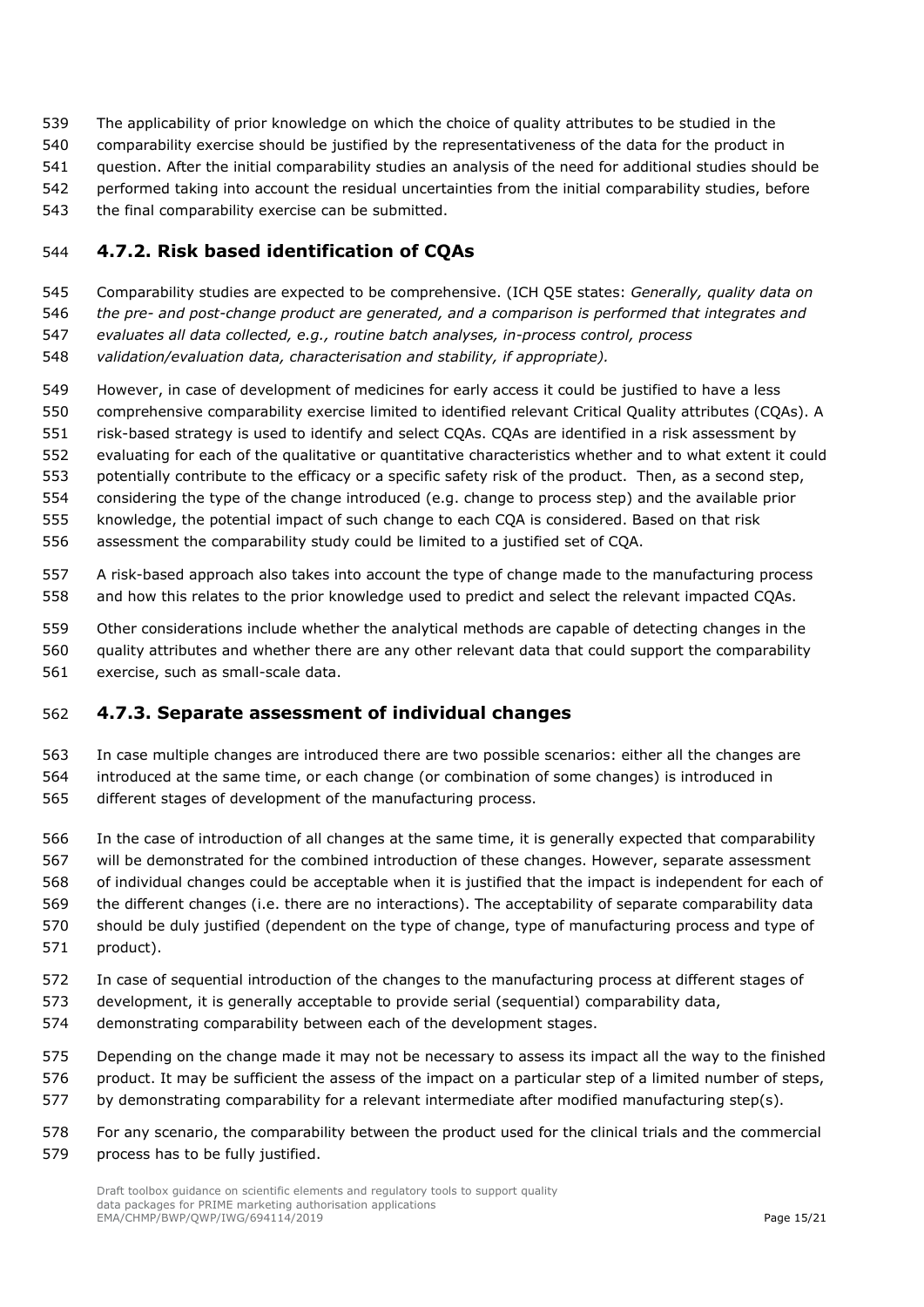The applicability of prior knowledge on which the choice of quality attributes to be studied in the comparability exercise should be justified by the representativeness of the data for the product in question. After the initial comparability studies an analysis of the need for additional studies should be performed taking into account the residual uncertainties from the initial comparability studies, before the final comparability exercise can be submitted.

### 4.7.2. Risk based identification of CQAs

Comparability studies are expected to be comprehensive. (ICH Q5E states: *Generally, quality data on the pre- and post-change product are generated, and a comparison is performed that integrates and evaluates all data collected, e.g., routine batch analyses, in-process control, process validation/evaluation data, characterisation and stability, if appropriate).*

However, in case of development of medicines for early access it could be justified to have a less comprehensive comparability exercise limited to identified relevant Critical Quality attributes (CQAs). A risk-based strategy is used to identify and select CQAs. CQAs are identified in a risk assessment by evaluating for each of the qualitative or quantitative characteristics whether and to what extent it could potentially contribute to the efficacy or a specific safety risk of the product. Then, as a second step, considering the type of the change introduced (e.g. change to process step) and the available prior knowledge, the potential impact of such change to each CQA is considered. Based on that risk assessment the comparability study could be limited to a justified set of CQA.

A risk-based approach also takes into account the type of change made to the manufacturing process and how this relates to the prior knowledge used to predict and select the relevant impacted CQAs.

Other considerations include whether the analytical methods are capable of detecting changes in the quality attributes and whether there are any other relevant data that could support the comparability exercise, such as small-scale data.

### 4.7.3. Separate assessment of individual changes

In case multiple changes are introduced there are two possible scenarios: either all the changes are introduced at the same time, or each change (or combination of some changes) is introduced in different stages of development of the manufacturing process.

In the case of introduction of all changes at the same time, it is generally expected that comparability will be demonstrated for the combined introduction of these changes. However, separate assessment of individual changes could be acceptable when it is justified that the impact is independent for each of the different changes (i.e. there are no interactions). The acceptability of separate comparability data should be duly justified (dependent on the type of change, type of manufacturing process and type of product).

In case of sequential introduction of the changes to the manufacturing process at different stages of development, it is generally acceptable to provide serial (sequential) comparability data, demonstrating comparability between each of the development stages.

Depending on the change made it may not be necessary to assess its impact all the way to the finished product. It may be sufficient the assess of the impact on a particular step of a limited number of steps, by demonstrating comparability for a relevant intermediate after modified manufacturing step(s).

For any scenario, the comparability between the product used for the clinical trials and the commercial process has to be fully justified.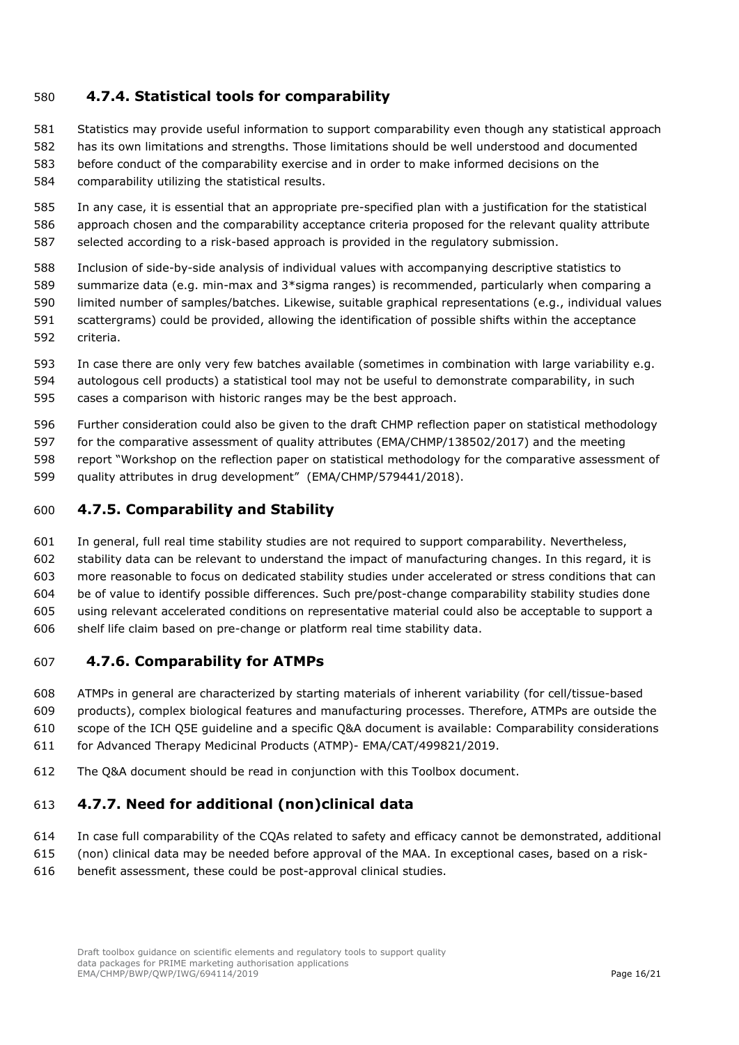### 4.7.4. Statistical tools for comparability

Statistics may provide useful information to support comparability even though any statistical approach has its own limitations and strengths. Those limitations should be well understood and documented before conduct of the comparability exercise and in order to make informed decisions on the comparability utilizing the statistical results.

In any case, it is essential that an appropriate pre-specified plan with a justification for the statistical approach chosen and the comparability acceptance criteria proposed for the relevant quality attribute selected according to a risk-based approach is provided in the regulatory submission.

Inclusion of side-by-side analysis of individual values with accompanying descriptive statistics to summarize data (e.g. min-max and 3*sigma ranges) is recommended, particularly when comparing a limited number of samples/batches. Likewise, suitable graphical representations (e.g., individual values scattergrams) could be provided, allowing the identification of possible shifts within the acceptance criteria.

In case there are only very few batches available (sometimes in combination with large variability e.g. autologous cell products) a statistical tool may not be useful to demonstrate comparability, in such cases a comparison with historic ranges may be the best approach.

Further consideration could also be given to the draft CHMP reflection paper on statistical methodology for the comparative assessment of quality attributes (EMA/CHMP/138502/2017) and the meeting report "Workshop on the reflection paper on statistical methodology for the comparative assessment of quality attributes in drug development" (EMA/CHMP/579441/2018).

### 4.7.5. Comparability and Stability

In general, full real time stability studies are not required to support comparability. Nevertheless, stability data can be relevant to understand the impact of manufacturing changes. In this regard, it is more reasonable to focus on dedicated stability studies under accelerated or stress conditions that can be of value to identify possible differences. Such pre/post-change comparability stability studies done using relevant accelerated conditions on representative material could also be acceptable to support a shelf life claim based on pre-change or platform real time stability data.

### 4.7.6. Comparability for ATMPs

ATMPs in general are characterized by starting materials of inherent variability (for cell/tissue-based products), complex biological features and manufacturing processes. Therefore, ATMPs are outside the scope of the ICH Q5E guideline and a specific Q&A document is available: Comparability considerations for Advanced Therapy Medicinal Products (ATMP)- EMA/CAT/499821/2019.

The Q&A document should be read in conjunction with this Toolbox document.

### 4.7.7. Need for additional (non)clinical data

In case full comparability of the CQAs related to safety and efficacy cannot be demonstrated, additional (non) clinical data may be needed before approval of the MAA. In exceptional cases, based on a risk-benefit assessment, these could be post-approval clinical studies.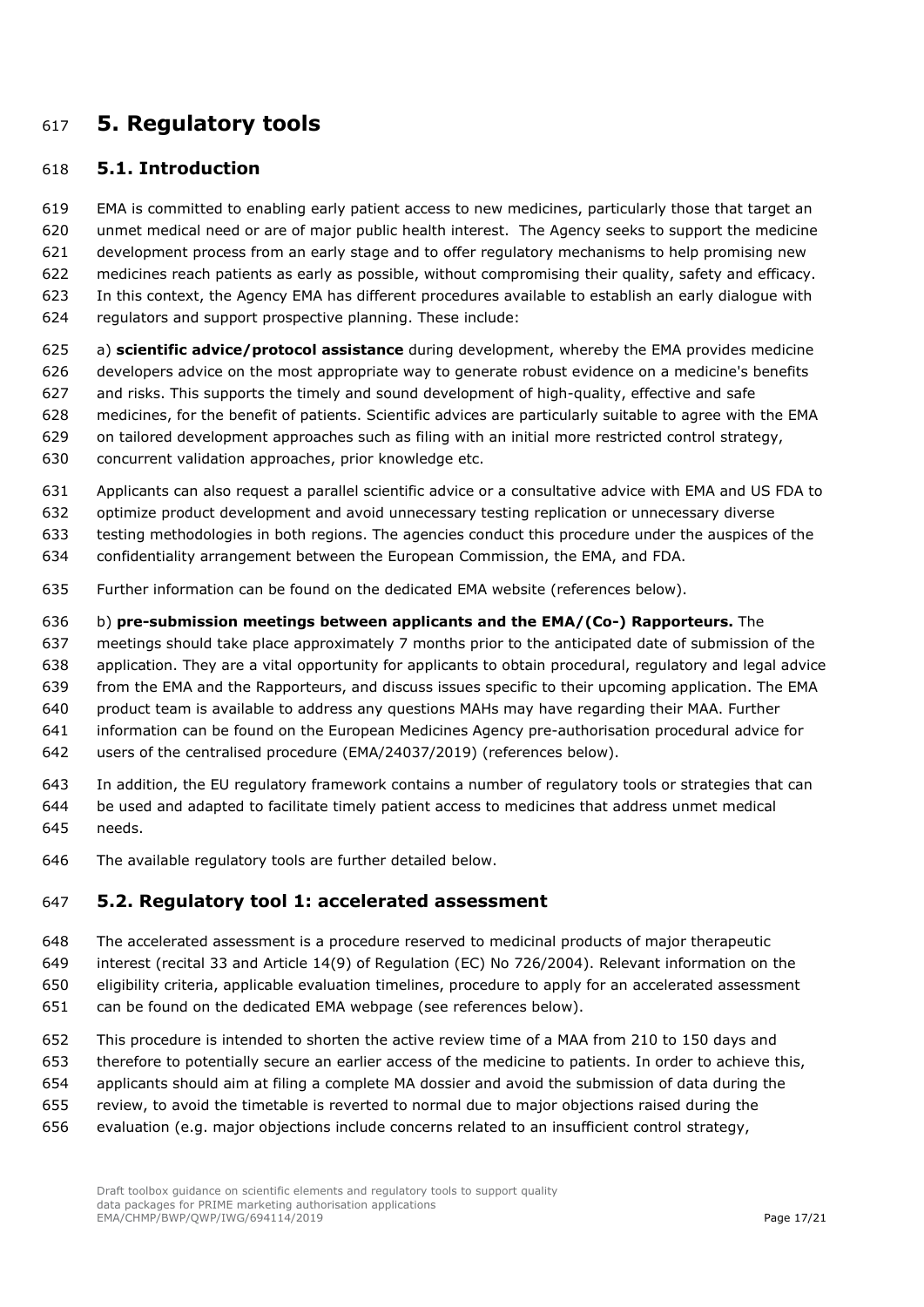# 5. Regulatory tools

## 5.1. Introduction

EMA is committed to enabling early patient access to new medicines, particularly those that target an unmet medical need or are of major public health interest. The Agency seeks to support the medicine development process from an early stage and to offer regulatory mechanisms to help promising new medicines reach patients as early as possible, without compromising their quality, safety and efficacy. In this context, the Agency EMA has different procedures available to establish an early dialogue with regulators and support prospective planning. These include:

a) **scientific advice/protocol assistance** during development, whereby the EMA provides medicine developers advice on the most appropriate way to generate robust evidence on a medicine's benefits and risks. This supports the timely and sound development of high-quality, effective and safe medicines, for the benefit of patients. Scientific advices are particularly suitable to agree with the EMA on tailored development approaches such as filing with an initial more restricted control strategy, concurrent validation approaches, prior knowledge etc.

Applicants can also request a parallel scientific advice or a consultative advice with EMA and US FDA to optimize product development and avoid unnecessary testing replication or unnecessary diverse testing methodologies in both regions. The agencies conduct this procedure under the auspices of the confidentiality arrangement between the European Commission, the EMA, and FDA.

Further information can be found on the dedicated EMA website (references below).

b) **pre-submission meetings between applicants and the EMA/(Co-) Rapporteurs.** The meetings should take place approximately 7 months prior to the anticipated date of submission of the application. They are a vital opportunity for applicants to obtain procedural, regulatory and legal advice from the EMA and the Rapporteurs, and discuss issues specific to their upcoming application. The EMA product team is available to address any questions MAHs may have regarding their MAA. Further information can be found on the European Medicines Agency pre-authorisation procedural advice for users of the centralised procedure (EMA/24037/2019) (references below).

In addition, the EU regulatory framework contains a number of regulatory tools or strategies that can be used and adapted to facilitate timely patient access to medicines that address unmet medical needs.

The available regulatory tools are further detailed below.

## 5.2. Regulatory tool 1: accelerated assessment

The accelerated assessment is a procedure reserved to medicinal products of major therapeutic interest (recital 33 and Article 14(9) of Regulation (EC) No 726/2004). Relevant information on the eligibility criteria, applicable evaluation timelines, procedure to apply for an accelerated assessment can be found on the dedicated EMA webpage (see references below).

This procedure is intended to shorten the active review time of a MAA from 210 to 150 days and therefore to potentially secure an earlier access of the medicine to patients. In order to achieve this, applicants should aim at filing a complete MA dossier and avoid the submission of data during the review, to avoid the timetable is reverted to normal due to major objections raised during the evaluation (e.g. major objections include concerns related to an insufficient control strategy,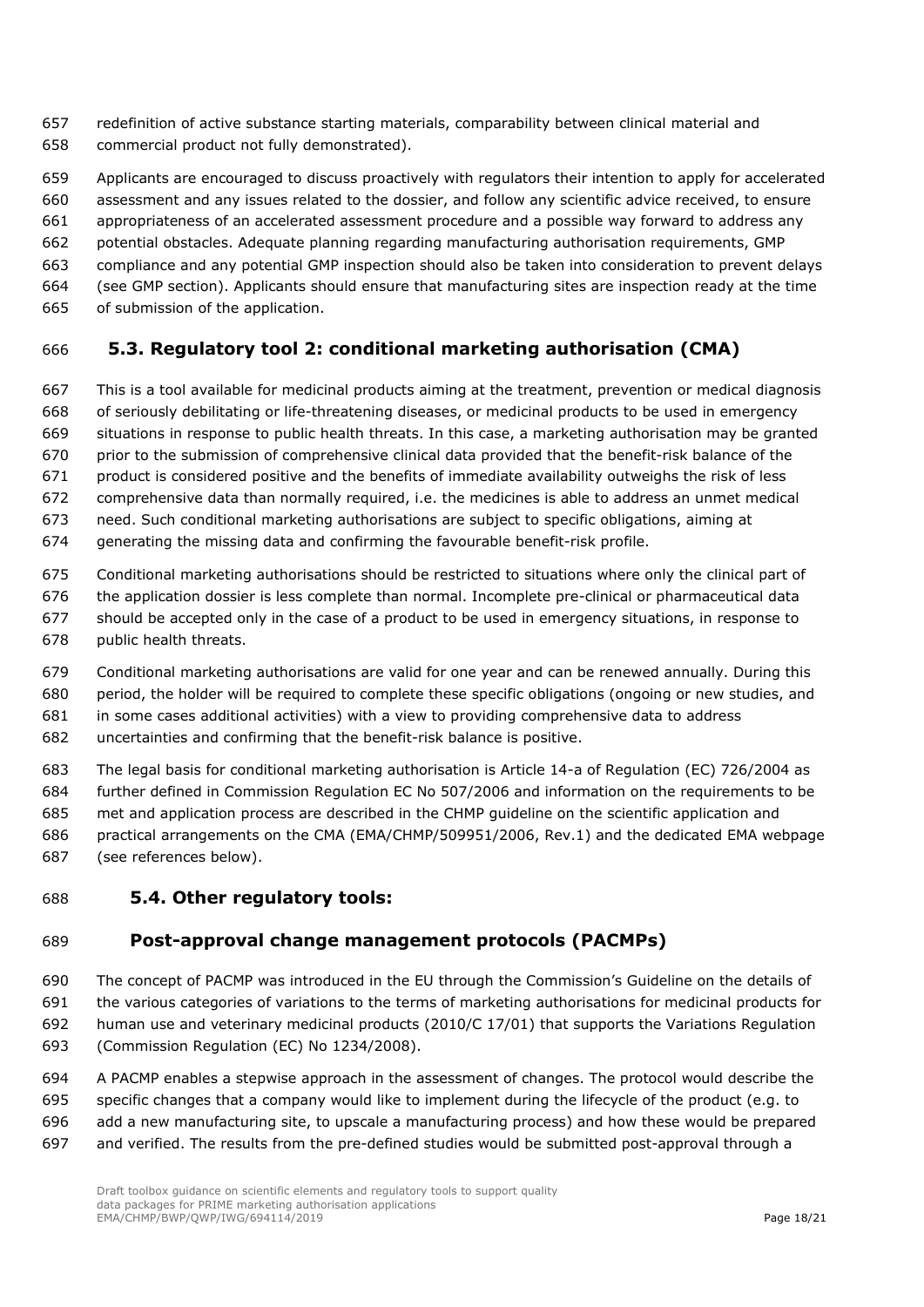redefinition of active substance starting materials, comparability between clinical material and commercial product not fully demonstrated).

Applicants are encouraged to discuss proactively with regulators their intention to apply for accelerated assessment and any issues related to the dossier, and follow any scientific advice received, to ensure appropriateness of an accelerated assessment procedure and a possible way forward to address any potential obstacles. Adequate planning regarding manufacturing authorisation requirements, GMP compliance and any potential GMP inspection should also be taken into consideration to prevent delays (see GMP section). Applicants should ensure that manufacturing sites are inspection ready at the time of submission of the application.

## 5.3. Regulatory tool 2: conditional marketing authorisation (CMA)

This is a tool available for medicinal products aiming at the treatment, prevention or medical diagnosis of seriously debilitating or life-threatening diseases, or medicinal products to be used in emergency situations in response to public health threats. In this case, a marketing authorisation may be granted prior to the submission of comprehensive clinical data provided that the benefit-risk balance of the product is considered positive and the benefits of immediate availability outweighs the risk of less comprehensive data than normally required, i.e. the medicines is able to address an unmet medical need. Such conditional marketing authorisations are subject to specific obligations, aiming at generating the missing data and confirming the favourable benefit-risk profile.

Conditional marketing authorisations should be restricted to situations where only the clinical part of the application dossier is less complete than normal. Incomplete pre-clinical or pharmaceutical data should be accepted only in the case of a product to be used in emergency situations, in response to public health threats.

Conditional marketing authorisations are valid for one year and can be renewed annually. During this period, the holder will be required to complete these specific obligations (ongoing or new studies, and in some cases additional activities) with a view to providing comprehensive data to address uncertainties and confirming that the benefit-risk balance is positive.

The legal basis for conditional marketing authorisation is Article 14-a of Regulation (EC) 726/2004 as further defined in Commission Regulation EC No 507/2006 and information on the requirements to be met and application process are described in the CHMP guideline on the scientific application and practical arrangements on the CMA (EMA/CHMP/509951/2006, Rev.1) and the dedicated EMA webpage (see references below).

## 5.4. Other regulatory tools:

### Post-approval change management protocols (PACMPs)

The concept of PACMP was introduced in the EU through the Commission's Guideline on the details of the various categories of variations to the terms of marketing authorisations for medicinal products for human use and veterinary medicinal products (2010/C 17/01) that supports the Variations Regulation (Commission Regulation (EC) No 1234/2008).

A PACMP enables a stepwise approach in the assessment of changes. The protocol would describe the specific changes that a company would like to implement during the lifecycle of the product (e.g. to add a new manufacturing site, to upscale a manufacturing process) and how these would be prepared and verified. The results from the pre-defined studies would be submitted post-approval through a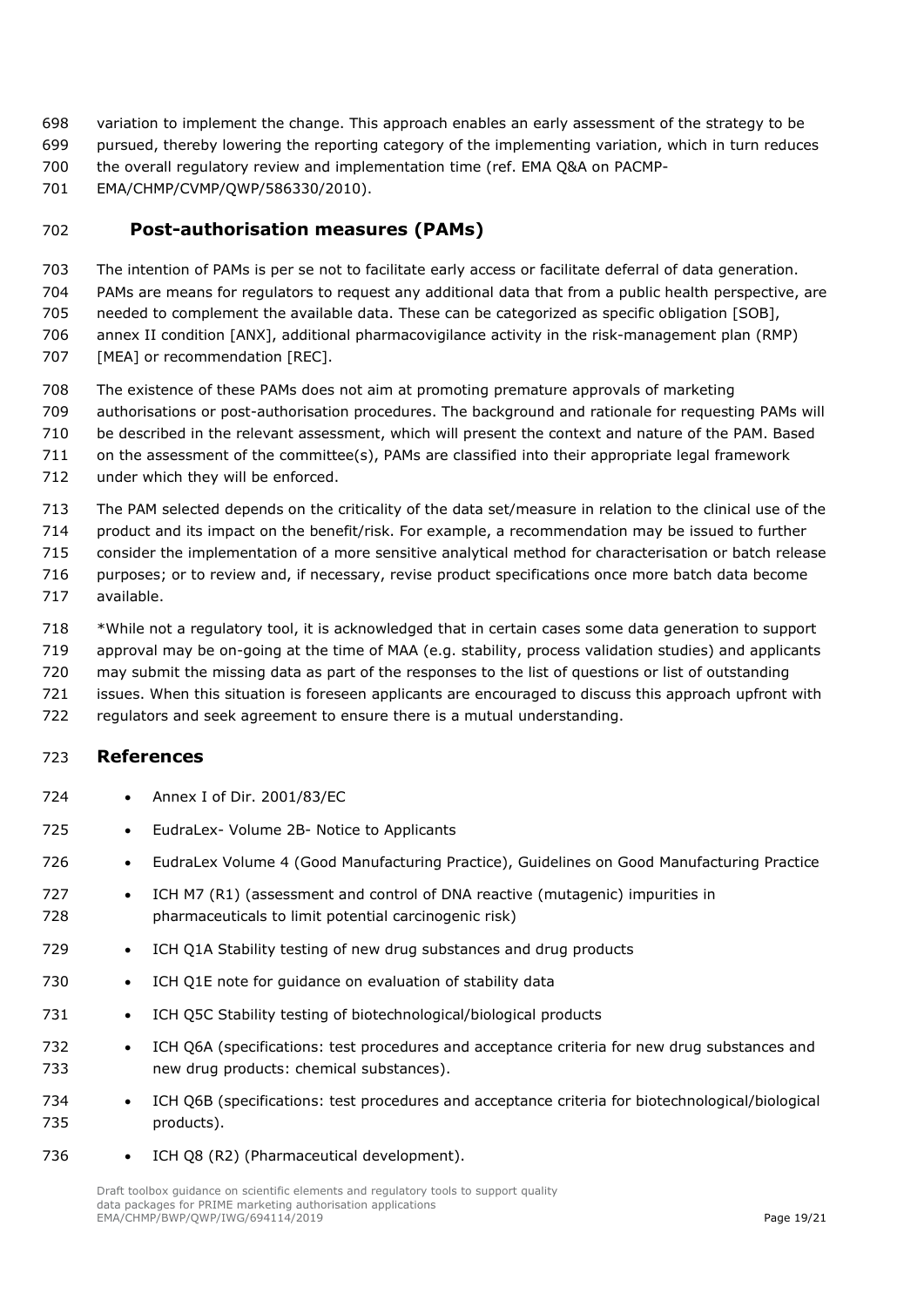variation to implement the change. This approach enables an early assessment of the strategy to be pursued, thereby lowering the reporting category of the implementing variation, which in turn reduces the overall regulatory review and implementation time (ref. EMA Q&A on PACMP-EMA/CHMP/CVMP/QWP/586330/2010).

### Post-authorisation measures (PAMs)

The intention of PAMs is per se not to facilitate early access or facilitate deferral of data generation. PAMs are means for regulators to request any additional data that from a public health perspective, are needed to complement the available data. These can be categorized as specific obligation [SOB], annex II condition [ANX], additional pharmacovigilance activity in the risk-management plan (RMP) [MEA] or recommendation [REC].

The existence of these PAMs does not aim at promoting premature approvals of marketing authorisations or post-authorisation procedures. The background and rationale for requesting PAMs will be described in the relevant assessment, which will present the context and nature of the PAM. Based on the assessment of the committee(s), PAMs are classified into their appropriate legal framework under which they will be enforced.

The PAM selected depends on the criticality of the data set/measure in relation to the clinical use of the product and its impact on the benefit/risk. For example, a recommendation may be issued to further consider the implementation of a more sensitive analytical method for characterisation or batch release purposes; or to review and, if necessary, revise product specifications once more batch data become available.

*While not a regulatory tool, it is acknowledged that in certain cases some data generation to support approval may be on-going at the time of MAA (e.g. stability, process validation studies) and applicants may submit the missing data as part of the responses to the list of questions or list of outstanding issues. When this situation is foreseen applicants are encouraged to discuss this approach upfront with regulators and seek agreement to ensure there is a mutual understanding.

## References

- Annex I of Dir. 2001/83/EC
- EudraLex- Volume 2B- Notice to Applicants
- EudraLex Volume 4 (Good Manufacturing Practice), Guidelines on Good Manufacturing Practice
- ICH M7 (R1) (assessment and control of DNA reactive (mutagenic) impurities in pharmaceuticals to limit potential carcinogenic risk)
- ICH Q1A Stability testing of new drug substances and drug products
- ICH Q1E note for guidance on evaluation of stability data
- ICH Q5C Stability testing of biotechnological/biological products
- ICH Q6A (specifications: test procedures and acceptance criteria for new drug substances and new drug products: chemical substances).
- ICH Q6B (specifications: test procedures and acceptance criteria for biotechnological/biological products).
- ICH Q8 (R2) (Pharmaceutical development).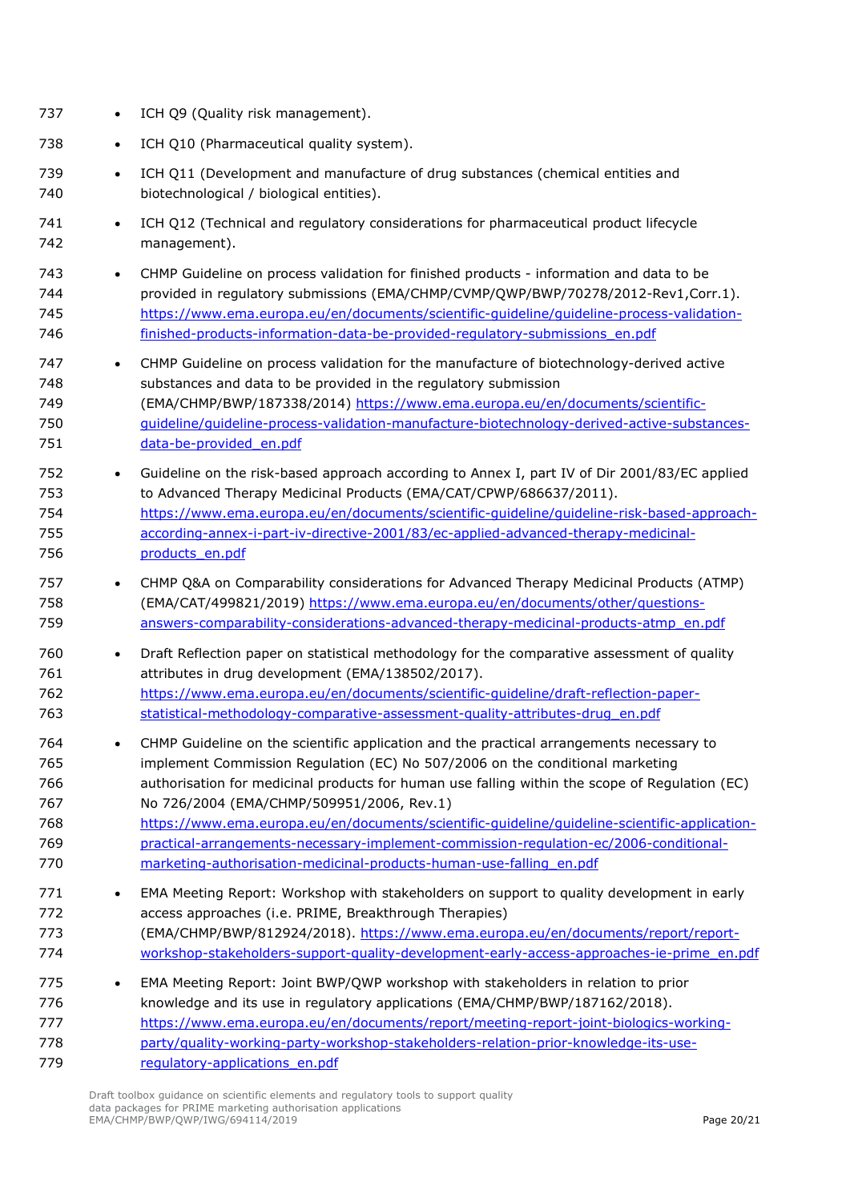- ICH Q9 (Quality risk management).
- ICH Q10 (Pharmaceutical quality system).
- ICH Q11 (Development and manufacture of drug substances (chemical entities and biotechnological / biological entities).
- ICH Q12 (Technical and regulatory considerations for pharmaceutical product lifecycle management).
- CHMP Guideline on process validation for finished products - information and data to be provided in regulatory submissions (EMA/CHMP/CVMP/QWP/BWP/70278/2012-Rev1,Corr.1). https://www.ema.europa.eu/en/documents/scientific-guideline/guideline-process-validation-finished-products-information-data-be-provided-regulatory-submissions_en.pdf
- CHMP Guideline on process validation for the manufacture of biotechnology-derived active substances and data to be provided in the regulatory submission (EMA/CHMP/BWP/187338/2014) https://www.ema.europa.eu/en/documents/scientific-guideline/guideline-process-validation-manufacture-biotechnology-derived-active-substances-data-be-provided_en.pdf
- Guideline on the risk-based approach according to Annex I, part IV of Dir 2001/83/EC applied to Advanced Therapy Medicinal Products (EMA/CAT/CPWP/686637/2011). https://www.ema.europa.eu/en/documents/scientific-guideline/guideline-risk-based-approach-according-annex-i-part-iv-directive-2001/83/ec-applied-advanced-therapy-medicinal-products_en.pdf
- CHMP Q&A on Comparability considerations for Advanced Therapy Medicinal Products (ATMP) (EMA/CAT/499821/2019) https://www.ema.europa.eu/en/documents/other/questions-answers-comparability-considerations-advanced-therapy-medicinal-products-atmp_en.pdf
- Draft Reflection paper on statistical methodology for the comparative assessment of quality attributes in drug development (EMA/138502/2017). https://www.ema.europa.eu/en/documents/scientific-guideline/draft-reflection-paper-statistical-methodology-comparative-assessment-quality-attributes-drug_en.pdf
- CHMP Guideline on the scientific application and the practical arrangements necessary to implement Commission Regulation (EC) No 507/2006 on the conditional marketing authorisation for medicinal products for human use falling within the scope of Regulation (EC) No 726/2004 (EMA/CHMP/509951/2006, Rev.1) https://www.ema.europa.eu/en/documents/scientific-guideline/guideline-scientific-application-practical-arrangements-necessary-implement-commission-regulation-ec/2006-conditional-marketing-authorisation-medicinal-products-human-use-falling_en.pdf
- EMA Meeting Report: Workshop with stakeholders on support to quality development in early access approaches (i.e. PRIME, Breakthrough Therapies) (EMA/CHMP/BWP/812924/2018). https://www.ema.europa.eu/en/documents/report/report-workshop-stakeholders-support-quality-development-early-access-approaches-ie-prime_en.pdf
- EMA Meeting Report: Joint BWP/QWP workshop with stakeholders in relation to prior knowledge and its use in regulatory applications (EMA/CHMP/BWP/187162/2018). https://www.ema.europa.eu/en/documents/report/meeting-report-joint-biologics-working-party/quality-working-party-workshop-stakeholders-relation-prior-knowledge-its-use-regulatory-applications_en.pdf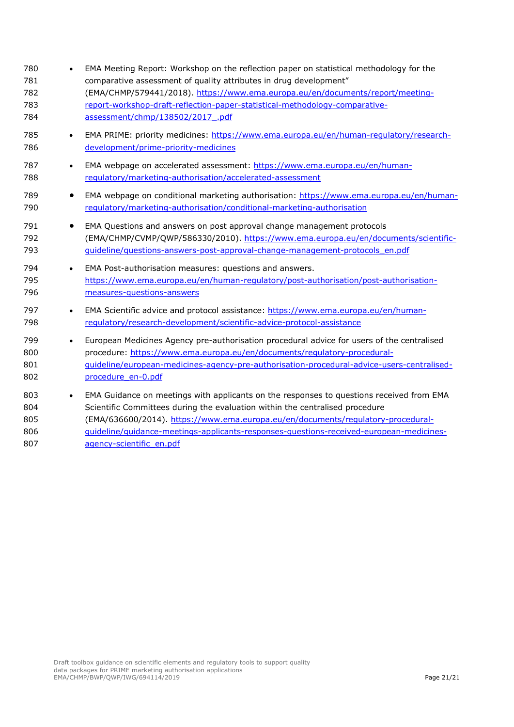- EMA Meeting Report: Workshop on the reflection paper on statistical methodology for the comparative assessment of quality attributes in drug development" (EMA/CHMP/579441/2018). https://www.ema.europa.eu/en/documents/report/meeting-report-workshop-draft-reflection-paper-statistical-methodology-comparative-assessment/chmp/138502/2017_.pdf
- EMA PRIME: priority medicines: https://www.ema.europa.eu/en/human-regulatory/research-development/prime-priority-medicines
- EMA webpage on accelerated assessment: https://www.ema.europa.eu/en/human-regulatory/marketing-authorisation/accelerated-assessment
- EMA webpage on conditional marketing authorisation: https://www.ema.europa.eu/en/human-regulatory/marketing-authorisation/conditional-marketing-authorisation
- EMA Questions and answers on post approval change management protocols (EMA/CHMP/CVMP/QWP/586330/2010). https://www.ema.europa.eu/en/documents/scientific-guideline/questions-answers-post-approval-change-management-protocols_en.pdf
- EMA Post-authorisation measures: questions and answers. https://www.ema.europa.eu/en/human-regulatory/post-authorisation/post-authorisation-measures-questions-answers
- EMA Scientific advice and protocol assistance: https://www.ema.europa.eu/en/human-regulatory/research-development/scientific-advice-protocol-assistance
- European Medicines Agency pre-authorisation procedural advice for users of the centralised procedure: https://www.ema.europa.eu/en/documents/regulatory-procedural-guideline/european-medicines-agency-pre-authorisation-procedural-advice-users-centralised-procedure_en-0.pdf
- EMA Guidance on meetings with applicants on the responses to questions received from EMA Scientific Committees during the evaluation within the centralised procedure (EMA/636600/2014). https://www.ema.europa.eu/en/documents/regulatory-procedural-guideline/guidance-meetings-applicants-responses-questions-received-european-medicines-agency-scientific_en.pdf